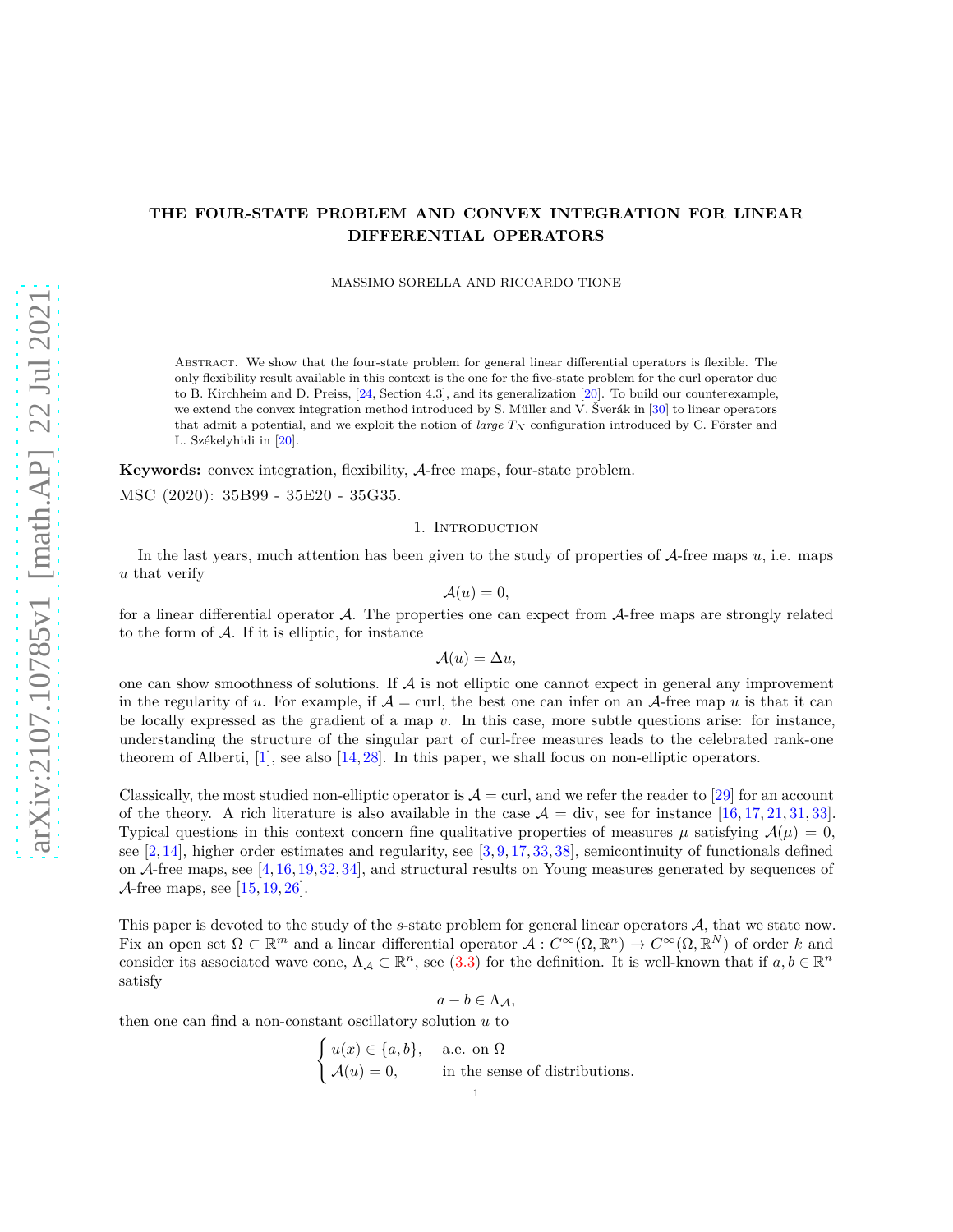# THE FOUR-STATE PROBLEM AND CONVEX INTEGRATION FOR LINEAR DIFFERENTIAL OPERATORS

MASSIMO SORELLA AND RICCARDO TIONE

Abstract. We show that the four-state problem for general linear differential operators is flexible. The only flexibility result available in this context is the one for the five-state problem for the curl operator due to B. Kirchheim and D. Preiss, [24, Section 4.3], and its generalization [20]. To build our counterexample, we extend the convex integration method introduced by S. Müller and V. Šverák in [30] to linear operators that admit a potential, and we exploit the notion of *large* $T_N$ configuration introduced by C. Förster and L. Székelyhidi in [20].

**Keywords:** convex integration, flexibility, $\mathcal{A}$-free maps, four-state problem.

MSC (2020): 35B99 - 35E20 - 35G35.

## 1. Introduction

In the last years, much attention has been given to the study of properties of $\mathcal{A}$-free maps $u$, i.e. maps $u$ that verify

$$\mathcal{A}(u) = 0,$$

for a linear differential operator $\mathcal{A}$. The properties one can expect from $\mathcal{A}$-free maps are strongly related to the form of $\mathcal{A}$. If it is elliptic, for instance

$$\mathcal{A}(u) = \Delta u,$$

one can show smoothness of solutions. If $\mathcal{A}$ is not elliptic one cannot expect in general any improvement in the regularity of $u$. For example, if $\mathcal{A} = \operatorname{curl}$, the best one can infer on an $\mathcal{A}$-free map $u$ is that it can be locally expressed as the gradient of a map $v$. In this case, more subtle questions arise: for instance, understanding the structure of the singular part of curl-free measures leads to the celebrated rank-one theorem of Alberti, [1], see also [14, 28]. In this paper, we shall focus on non-elliptic operators.

Classically, the most studied non-elliptic operator is $\mathcal{A} = \operatorname{curl}$, and we refer the reader to [29] for an account of the theory. A rich literature is also available in the case $\mathcal{A} = \operatorname{div}$, see for instance [16, 17, 21, 31, 33]. Typical questions in this context concern fine qualitative properties of measures $\mu$ satisfying $\mathcal{A}(\mu) = 0$, see [2, 14], higher order estimates and regularity, see [3, 9, 17, 33, 38], semicontinuity of functionals defined on $\mathcal{A}$-free maps, see [4, 16, 19, 32, 34], and structural results on Young measures generated by sequences of $\mathcal{A}$-free maps, see [15, 19, 26].

This paper is devoted to the study of the $s$-state problem for general linear operators $\mathcal{A}$, that we state now. Fix an open set $\Omega \subset \mathbb{R}^m$ and a linear differential operator $\mathcal{A} : C^\infty(\Omega, \mathbb{R}^n) \to C^\infty(\Omega, \mathbb{R}^N)$ of order $k$ and consider its associated wave cone, $\Lambda_{\mathcal{A}} \subset \mathbb{R}^n$, see (3.3) for the definition. It is well-known that if $a, b \in \mathbb{R}^n$ satisfy

$$a - b \in \Lambda_{\mathcal{A}},$$

then one can find a non-constant oscillatory solution $u$ to

$$\begin{cases} u(x) \in \{a, b\}, & \text{a.e. on } \Omega \\ \mathcal{A}(u) = 0, & \text{in the sense of distributions.} \end{cases}$$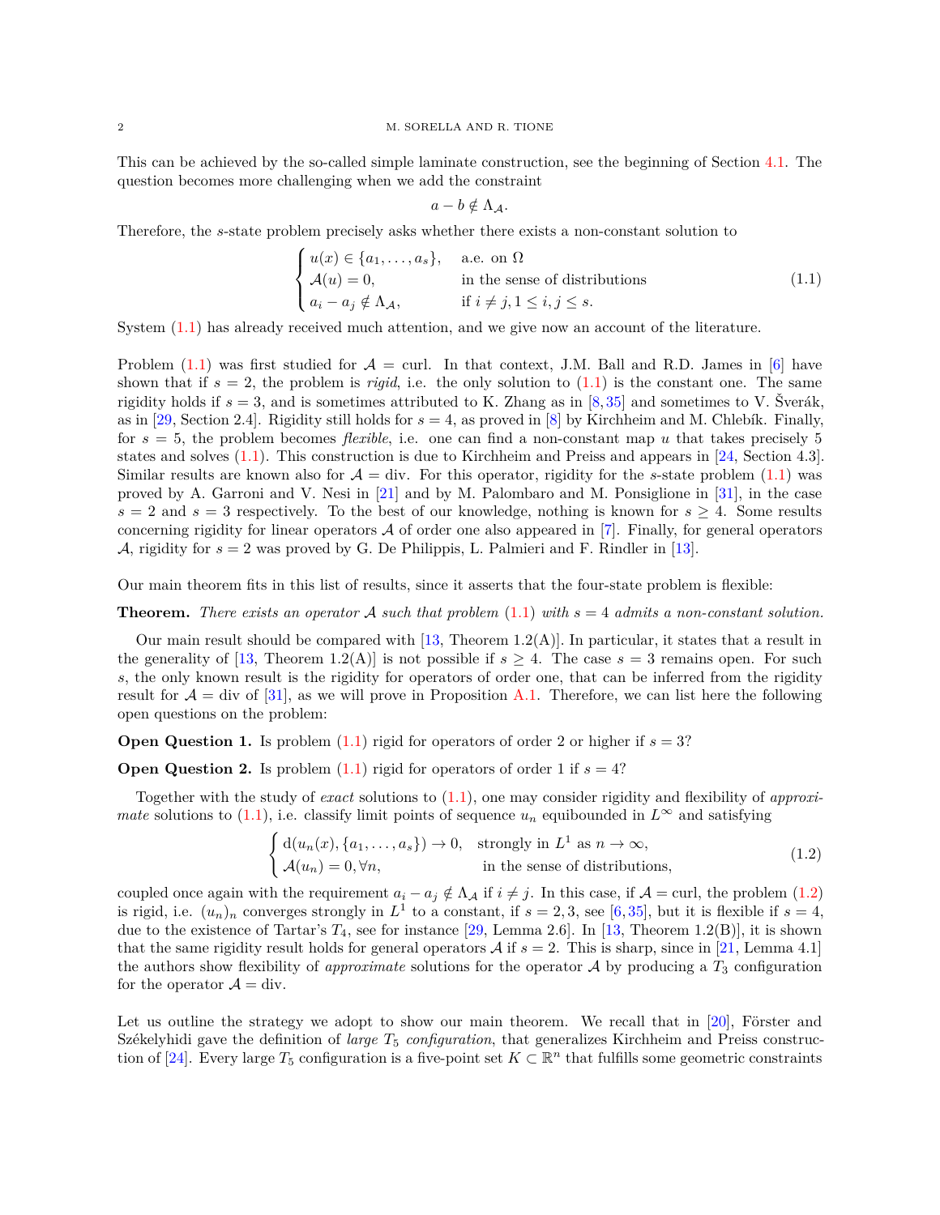This can be achieved by the so-called simple laminate construction, see the beginning of Section 4.1. The question becomes more challenging when we add the constraint

$$a - b \notin \Lambda_{\mathcal{A}}.$$

Therefore, the $s$-state problem precisely asks whether there exists a non-constant solution to

$$\begin{cases} u(x) \in \{a_1, \dots, a_s\}, & \text{a.e. on } \Omega \\ \mathcal{A}(u) = 0, & \text{in the sense of distributions} \\ a_i - a_j \notin \Lambda_{\mathcal{A}}, & \text{if } i \neq j, 1 \leq i, j \leq s. \end{cases} \tag{1.1}$$

System (1.1) has already received much attention, and we give now an account of the literature.

Problem (1.1) was first studied for $\mathcal{A} = \operatorname{curl}$. In that context, J.M. Ball and R.D. James in [6] have shown that if $s = 2$, the problem is *rigid*, i.e. the only solution to (1.1) is the constant one. The same rigidity holds if $s = 3$, and is sometimes attributed to K. Zhang as in [8,35] and sometimes to V. Šverák, as in [29, Section 2.4]. Rigidity still holds for $s = 4$, as proved in [8] by Kirchheim and M. Chlebík. Finally, for $s = 5$, the problem becomes *flexible*, i.e. one can find a non-constant map $u$ that takes precisely 5 states and solves (1.1). This construction is due to Kirchheim and Preiss and appears in [24, Section 4.3]. Similar results are known also for $\mathcal{A} = \operatorname{div}$. For this operator, rigidity for the $s$-state problem (1.1) was proved by A. Garroni and V. Nesi in [21] and by M. Palombaro and M. Ponsiglione in [31], in the case $s = 2$ and $s = 3$ respectively. To the best of our knowledge, nothing is known for $s \geq 4$. Some results concerning rigidity for linear operators $\mathcal{A}$ of order one also appeared in [7]. Finally, for general operators $\mathcal{A}$, rigidity for $s = 2$ was proved by G. De Philippis, L. Palmieri and F. Rindler in [13].

Our main theorem fits in this list of results, since it asserts that the four-state problem is flexible:

**Theorem.** *There exists an operator $\mathcal{A}$ such that problem (1.1) with $s = 4$ admits a non-constant solution.*

Our main result should be compared with [13, Theorem 1.2(A)]. In particular, it states that a result in the generality of [13, Theorem 1.2(A)] is not possible if $s \geq 4$. The case $s = 3$ remains open. For such $s$, the only known result is the rigidity for operators of order one, that can be inferred from the rigidity result for $\mathcal{A} = \operatorname{div}$ of [31], as we will prove in Proposition A.1. Therefore, we can list here the following open questions on the problem:

**Open Question 1.** Is problem (1.1) rigid for operators of order 2 or higher if $s = 3$?

**Open Question 2.** Is problem (1.1) rigid for operators of order 1 if $s = 4$?

Together with the study of *exact* solutions to (1.1), one may consider rigidity and flexibility of *approximate* solutions to (1.1), i.e. classify limit points of sequence $u_n$ equibounded in $L^\infty$ and satisfying

$$\begin{cases} \mathrm{d}(u_n(x), \{a_1, \dots, a_s\}) \to 0, & \text{strongly in } L^1 \text{ as } n \to \infty, \\ \mathcal{A}(u_n) = 0, \forall n, & \text{in the sense of distributions,} \end{cases} \tag{1.2}$$

coupled once again with the requirement $a_i - a_j \notin \Lambda_{\mathcal{A}}$ if $i \neq j$. In this case, if $\mathcal{A} = \operatorname{curl}$, the problem (1.2) is rigid, i.e. $(u_n)_n$ converges strongly in $L^1$ to a constant, if $s = 2, 3$, see [6,35], but it is flexible if $s = 4$, due to the existence of Tartar's $T_4$, see for instance [29, Lemma 2.6]. In [13, Theorem 1.2(B)], it is shown that the same rigidity result holds for general operators $\mathcal{A}$ if $s = 2$. This is sharp, since in [21, Lemma 4.1] the authors show flexibility of *approximate* solutions for the operator $\mathcal{A}$ by producing a $T_3$ configuration for the operator $\mathcal{A} = \operatorname{div}$.

Let us outline the strategy we adopt to show our main theorem. We recall that in [20], Förster and Székelyhidi gave the definition of *large $T_5$ configuration*, that generalizes Kirchheim and Preiss construction of [24]. Every large $T_5$ configuration is a five-point set $K \subset \mathbb{R}^n$ that fulfills some geometric constraints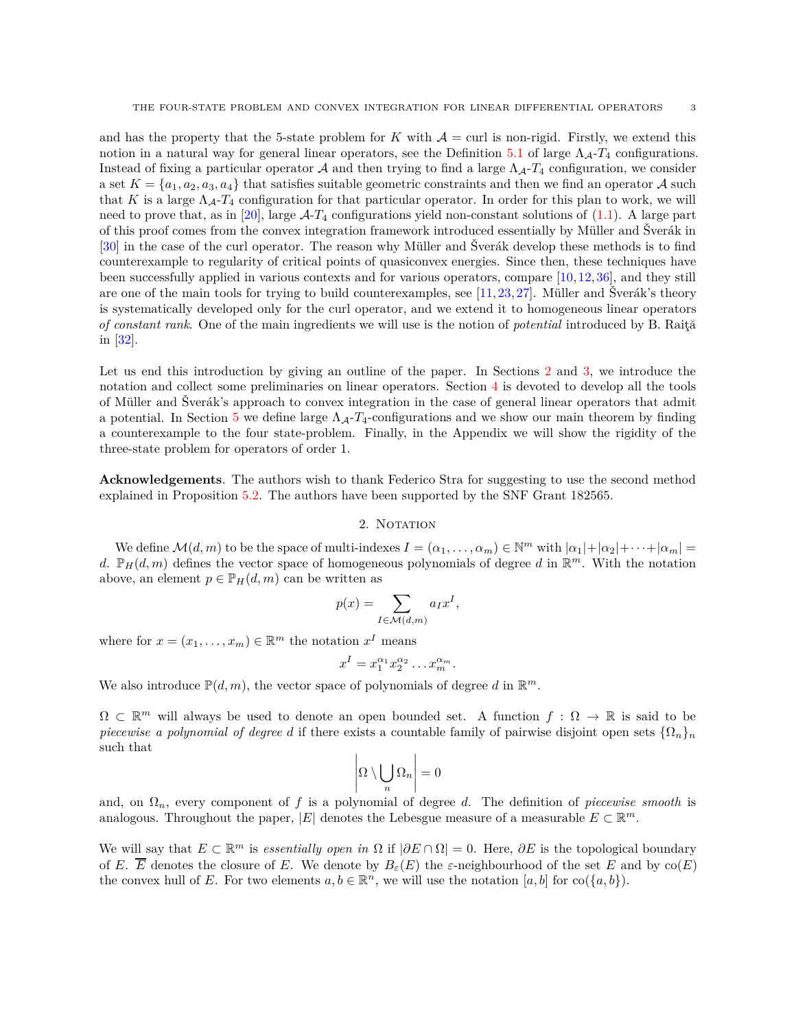and has the property that the 5-state problem for $K$ with $\mathcal{A} = \text{curl}$ is non-rigid. Firstly, we extend this notion in a natural way for general linear operators, see the Definition 5.1 of large $\Lambda_{\mathcal{A}}$-$T_4$ configurations. Instead of fixing a particular operator $\mathcal{A}$ and then trying to find a large $\Lambda_{\mathcal{A}}$-$T_4$ configuration, we consider a set $K = \{a_1, a_2, a_3, a_4\}$ that satisfies suitable geometric constraints and then we find an operator $\mathcal{A}$ such that $K$ is a large $\Lambda_{\mathcal{A}}$-$T_4$ configuration for that particular operator. In order for this plan to work, we will need to prove that, as in [20], large $\mathcal{A}$-$T_4$ configurations yield non-constant solutions of (1.1). A large part of this proof comes from the convex integration framework introduced essentially by Müller and Šverák in [30] in the case of the curl operator. The reason why Müller and Šverák develop these methods is to find counterexample to regularity of critical points of quasiconvex energies. Since then, these techniques have been successfully applied in various contexts and for various operators, compare [10,12,36], and they still are one of the main tools for trying to build counterexamples, see [11,23,27]. Müller and Šverák's theory is systematically developed only for the curl operator, and we extend it to homogeneous linear operators *of constant rank*. One of the main ingredients we will use is the notion of *potential* introduced by B. Raiţă in [32].

Let us end this introduction by giving an outline of the paper. In Sections 2 and 3, we introduce the notation and collect some preliminaries on linear operators. Section 4 is devoted to develop all the tools of Müller and Šverák's approach to convex integration in the case of general linear operators that admit a potential. In Section 5 we define large $\Lambda_{\mathcal{A}}$-$T_4$-configurations and we show our main theorem by finding a counterexample to the four state-problem. Finally, in the Appendix we will show the rigidity of the three-state problem for operators of order 1.

**Acknowledgements**. The authors wish to thank Federico Stra for suggesting to use the second method explained in Proposition 5.2. The authors have been supported by the SNF Grant 182565.

## 2. Notation

We define $\mathcal{M}(d,m)$ to be the space of multi-indexes $I = (\alpha_1, \dots, \alpha_m) \in \mathbb{N}^m$ with $|\alpha_1|+|\alpha_2|+\dots+|\alpha_m| = d$. $\mathbb{P}_H(d,m)$ defines the vector space of homogeneous polynomials of degree $d$ in $\mathbb{R}^m$. With the notation above, an element $p \in \mathbb{P}_H(d,m)$ can be written as

$$p(x) = \sum_{I \in \mathcal{M}(d,m)} a_I x^I,$$

where for $x = (x_1, \dots, x_m) \in \mathbb{R}^m$ the notation $x^I$ means

$$x^I = x_1^{\alpha_1} x_2^{\alpha_2} \dots x_m^{\alpha_m}.$$

We also introduce $\mathbb{P}(d,m)$, the vector space of polynomials of degree $d$ in $\mathbb{R}^m$.

$\Omega \subset \mathbb{R}^m$ will always be used to denote an open bounded set. A function $f : \Omega \to \mathbb{R}$ is said to be *piecewise a polynomial of degree d* if there exists a countable family of pairwise disjoint open sets $\{\Omega_n\}_n$ such that

$$\left|\Omega \setminus \bigcup_n \Omega_n\right| = 0$$

and, on $\Omega_n$, every component of $f$ is a polynomial of degree $d$. The definition of *piecewise smooth* is analogous. Throughout the paper, $|E|$ denotes the Lebesgue measure of a measurable $E \subset \mathbb{R}^m$.

We will say that $E \subset \mathbb{R}^m$ is *essentially open in* $\Omega$ if $|\partial E \cap \Omega| = 0$. Here, $\partial E$ is the topological boundary of $E$. $\overline{E}$ denotes the closure of $E$. We denote by $B_\varepsilon(E)$ the $\varepsilon$-neighbourhood of the set $E$ and by $\text{co}(E)$ the convex hull of $E$. For two elements $a, b \in \mathbb{R}^n$, we will use the notation $[a,b]$ for $\text{co}(\{a,b\})$.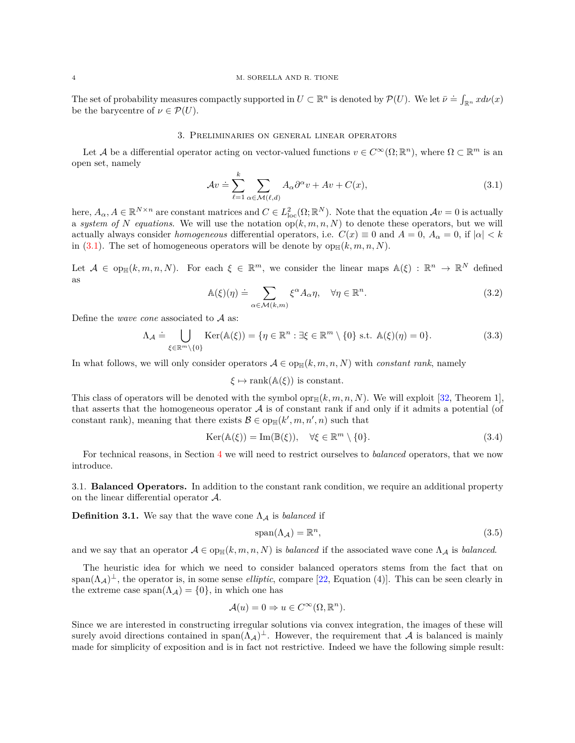The set of probability measures compactly supported in $U \subset \mathbb{R}^n$ is denoted by $\mathcal{P}(U)$. We let $\bar{\nu} \doteq \int_{\mathbb{R}^n} x d\nu(x)$ be the barycentre of $\nu \in \mathcal{P}(U)$.

## 3. Preliminaries on general linear operators

Let $\mathcal{A}$ be a differential operator acting on vector-valued functions $v \in C^\infty(\Omega; \mathbb{R}^n)$, where $\Omega \subset \mathbb{R}^m$ is an open set, namely

$$\mathcal{A}v \doteq \sum_{\ell=1}^{k} \sum_{\alpha \in \mathcal{M}(\ell,d)} A_\alpha \partial^\alpha v + Av + C(x), \tag{3.1}$$

here, $A_\alpha, A \in \mathbb{R}^{N\times n}$ are constant matrices and $C \in L^2_{\mathrm{loc}}(\Omega; \mathbb{R}^N)$. Note that the equation $\mathcal{A}v = 0$ is actually a *system of $N$ equations*. We will use the notation $\mathrm{op}(k, m, n, N)$ to denote these operators, but we will actually always consider *homogeneous* differential operators, i.e. $C(x) \equiv 0$ and $A = 0$, $A_\alpha = 0$, if $|\alpha| < k$ in (3.1). The set of homogeneous operators will be denote by $\mathrm{op}_{\mathbb{H}}(k, m, n, N)$.

Let $\mathcal{A} \in \mathrm{op}_{\mathbb{H}}(k, m, n, N)$. For each $\xi \in \mathbb{R}^m$, we consider the linear maps $\mathbb{A}(\xi) : \mathbb{R}^n \to \mathbb{R}^N$ defined as

$$\mathbb{A}(\xi)(\eta) \doteq \sum_{\alpha \in \mathcal{M}(k,m)} \xi^\alpha A_\alpha \eta, \quad \forall \eta \in \mathbb{R}^n. \tag{3.2}$$

Define the *wave cone* associated to $\mathcal{A}$ as:

$$\Lambda_{\mathcal{A}} \doteq \bigcup_{\xi \in \mathbb{R}^m \setminus \{0\}} \mathrm{Ker}(\mathbb{A}(\xi)) = \{\eta \in \mathbb{R}^n : \exists \xi \in \mathbb{R}^m \setminus \{0\} \text{ s.t. } \mathbb{A}(\xi)(\eta) = 0\}. \tag{3.3}$$

In what follows, we will only consider operators $\mathcal{A} \in \mathrm{op}_{\mathbb{H}}(k, m, n, N)$ with *constant rank*, namely

$$\xi \mapsto \mathrm{rank}(\mathbb{A}(\xi)) \text{ is constant.}$$

This class of operators will be denoted with the symbol $\mathrm{opr}_{\mathbb{H}}(k, m, n, N)$. We will exploit [32, Theorem 1], that asserts that the homogeneous operator $\mathcal{A}$ is of constant rank if and only if it admits a potential (of constant rank), meaning that there exists $\mathcal{B} \in \mathrm{op}_{\mathbb{H}}(k', m, n', n)$ such that

$$\mathrm{Ker}(\mathbb{A}(\xi)) = \mathrm{Im}(\mathbb{B}(\xi)), \quad \forall \xi \in \mathbb{R}^m \setminus \{0\}. \tag{3.4}$$

For technical reasons, in Section 4 we will need to restrict ourselves to *balanced* operators, that we now introduce.

### 3.1. Balanced Operators.

In addition to the constant rank condition, we require an additional property on the linear differential operator $\mathcal{A}$.

**Definition 3.1.** We say that the wave cone $\Lambda_{\mathcal{A}}$ is *balanced* if

$$\mathrm{span}(\Lambda_{\mathcal{A}}) = \mathbb{R}^n, \tag{3.5}$$

and we say that an operator $\mathcal{A} \in \mathrm{op}_{\mathbb{H}}(k, m, n, N)$ is *balanced* if the associated wave cone $\Lambda_{\mathcal{A}}$ is *balanced*.

The heuristic idea for which we need to consider balanced operators stems from the fact that on $\mathrm{span}(\Lambda_{\mathcal{A}})^\perp$, the operator is, in some sense *elliptic*, compare [22, Equation (4)]. This can be seen clearly in the extreme case $\mathrm{span}(\Lambda_{\mathcal{A}}) = \{0\}$, in which one has

$$\mathcal{A}(u) = 0 \Rightarrow u \in C^\infty(\Omega, \mathbb{R}^n).$$

Since we are interested in constructing irregular solutions via convex integration, the images of these will surely avoid directions contained in $\mathrm{span}(\Lambda_{\mathcal{A}})^\perp$. However, the requirement that $\mathcal{A}$ is balanced is mainly made for simplicity of exposition and is in fact not restrictive. Indeed we have the following simple result: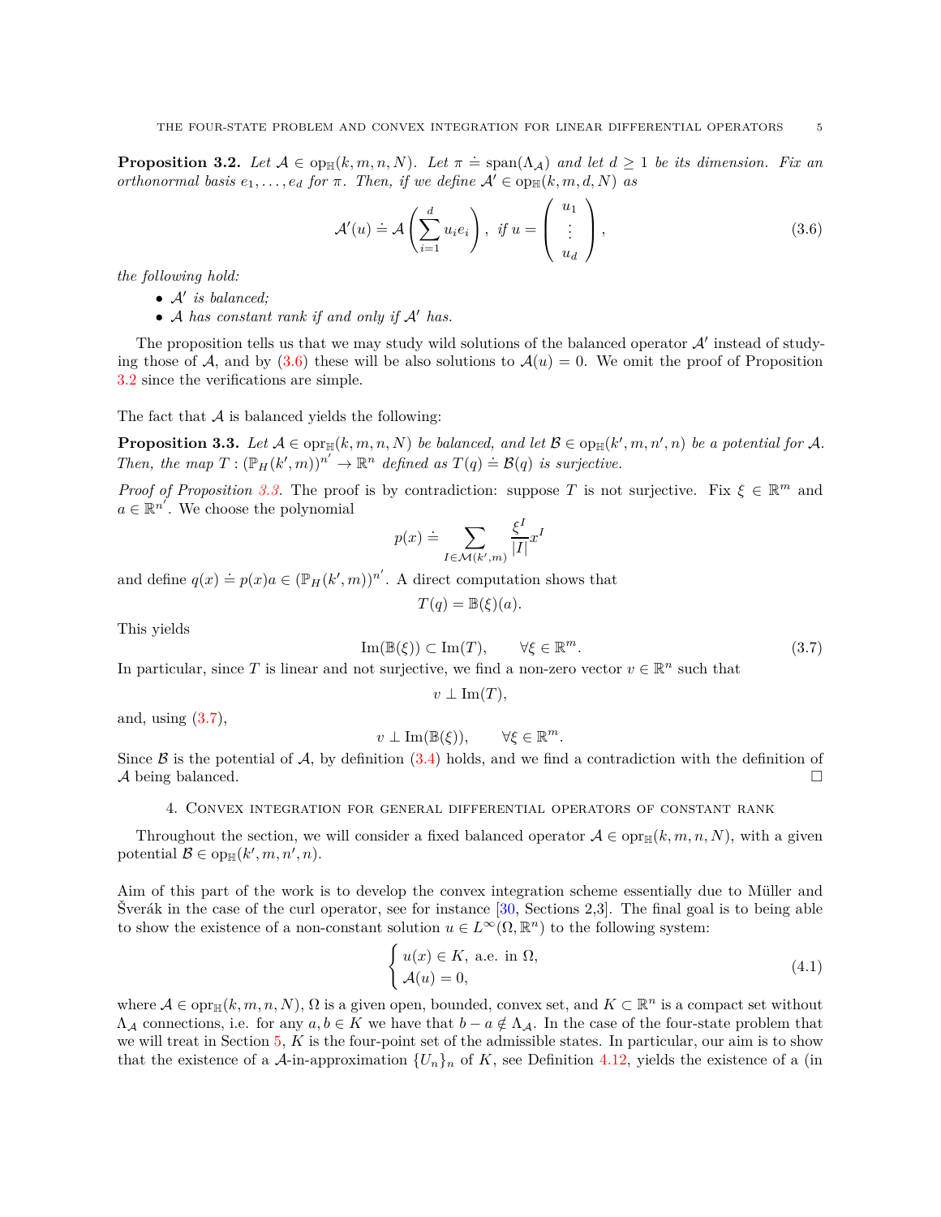**Proposition 3.2.** *Let $\mathcal{A} \in \operatorname{op}_{\mathbb{H}}(k,m,n,N)$. Let $\pi \doteq \operatorname{span}(\Lambda_{\mathcal{A}})$ and let $d \geq 1$ be its dimension. Fix an orthonormal basis $e_1,\dots,e_d$ for $\pi$. Then, if we define $\mathcal{A}' \in \operatorname{op}_{\mathbb{H}}(k,m,d,N)$ as*

$$
\mathcal{A}'(u) \doteq \mathcal{A}\left(\sum_{i=1}^{d} u_i e_i\right),\ \text{if } u = \begin{pmatrix} u_1 \\ \vdots \\ u_d \end{pmatrix}, \tag{3.6}
$$

*the following hold:*

- *$\mathcal{A}'$ is balanced;*
- *$\mathcal{A}$ has constant rank if and only if $\mathcal{A}'$ has.*

The proposition tells us that we may study wild solutions of the balanced operator $\mathcal{A}'$ instead of studying those of $\mathcal{A}$, and by (3.6) these will be also solutions to $\mathcal{A}(u) = 0$. We omit the proof of Proposition 3.2 since the verifications are simple.

The fact that $\mathcal{A}$ is balanced yields the following:

**Proposition 3.3.** *Let $\mathcal{A} \in \operatorname{opr}_{\mathbb{H}}(k,m,n,N)$ be balanced, and let $\mathcal{B} \in \operatorname{op}_{\mathbb{H}}(k',m,n',n)$ be a potential for $\mathcal{A}$. Then, the map $T : (\mathbb{P}_H(k',m))^{n'} \to \mathbb{R}^n$ defined as $T(q) \doteq \mathcal{B}(q)$ is surjective.*

*Proof of Proposition 3.3.* The proof is by contradiction: suppose $T$ is not surjective. Fix $\xi \in \mathbb{R}^m$ and $a \in \mathbb{R}^{n'}$. We choose the polynomial

$$
p(x) \doteq \sum_{I \in \mathcal{M}(k',m)} \frac{\xi^I}{|I|} x^I
$$

and define $q(x) \doteq p(x)a \in (\mathbb{P}_H(k',m))^{n'}$. A direct computation shows that

$$
T(q) \doteq \mathbb{B}(\xi)(a).
$$

This yields

$$
\operatorname{Im}(\mathbb{B}(\xi)) \subset \operatorname{Im}(T), \qquad \forall \xi \in \mathbb{R}^m. \tag{3.7}
$$

In particular, since $T$ is linear and not surjective, we find a non-zero vector $v \in \mathbb{R}^n$ such that

$$
v \perp \operatorname{Im}(T),
$$

and, using (3.7),

$$
v \perp \operatorname{Im}(\mathbb{B}(\xi)), \qquad \forall \xi \in \mathbb{R}^m.
$$

Since $\mathcal{B}$ is the potential of $\mathcal{A}$, by definition (3.4) holds, and we find a contradiction with the definition of $\mathcal{A}$ being balanced. $\square$

## 4. Convex integration for general differential operators of constant rank

Throughout the section, we will consider a fixed balanced operator $\mathcal{A} \in \operatorname{opr}_{\mathbb{H}}(k,m,n,N)$, with a given potential $\mathcal{B} \in \operatorname{op}_{\mathbb{H}}(k',m,n',n)$.

Aim of this part of the work is to develop the convex integration scheme essentially due to Müller and Šverák in the case of the curl operator, see for instance [30, Sections 2,3]. The final goal is to being able to show the existence of a non-constant solution $u \in L^\infty(\Omega,\mathbb{R}^n)$ to the following system:

$$
\begin{cases} u(x) \in K, \text{ a.e. in } \Omega, \\ \mathcal{A}(u) = 0, \end{cases} \tag{4.1}
$$

where $\mathcal{A} \in \operatorname{opr}_{\mathbb{H}}(k,m,n,N)$, $\Omega$ is a given open, bounded, convex set, and $K \subset \mathbb{R}^n$ is a compact set without $\Lambda_{\mathcal{A}}$ connections, i.e. for any $a, b \in K$ we have that $b - a \notin \Lambda_{\mathcal{A}}$. In the case of the four-state problem that we will treat in Section 5, $K$ is the four-point set of the admissible states. In particular, our aim is to show that the existence of a $\mathcal{A}$-in-approximation $\{U_n\}_n$ of $K$, see Definition 4.12, yields the existence of a (in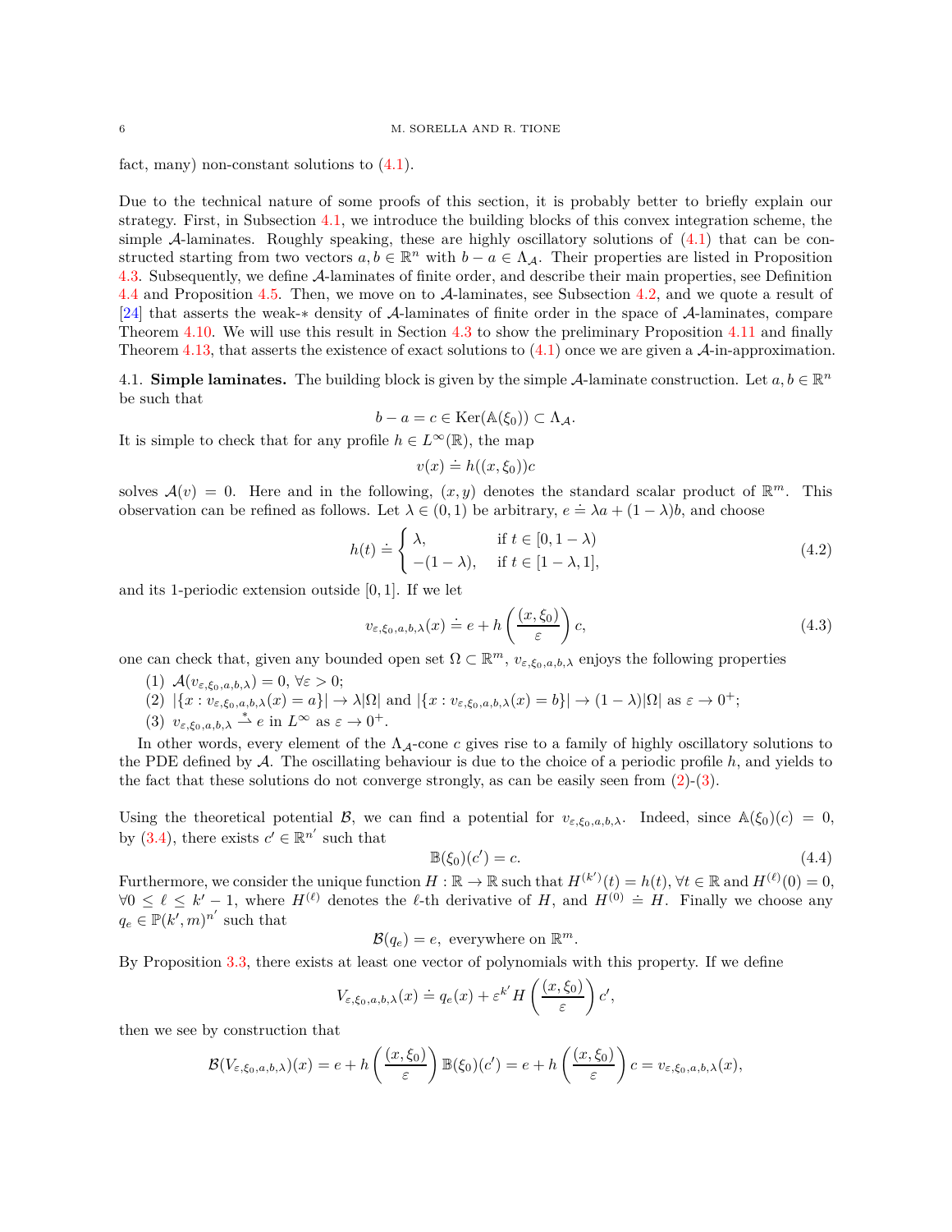fact, many) non-constant solutions to (4.1).

Due to the technical nature of some proofs of this section, it is probably better to briefly explain our strategy. First, in Subsection 4.1, we introduce the building blocks of this convex integration scheme, the simple $\mathcal{A}$-laminates. Roughly speaking, these are highly oscillatory solutions of (4.1) that can be constructed starting from two vectors $a, b \in \mathbb{R}^n$ with $b - a \in \Lambda_{\mathcal{A}}$. Their properties are listed in Proposition 4.3. Subsequently, we define $\mathcal{A}$-laminates of finite order, and describe their main properties, see Definition 4.4 and Proposition 4.5. Then, we move on to $\mathcal{A}$-laminates, see Subsection 4.2, and we quote a result of [24] that asserts the weak-$*$ density of $\mathcal{A}$-laminates of finite order in the space of $\mathcal{A}$-laminates, compare Theorem 4.10. We will use this result in Section 4.3 to show the preliminary Proposition 4.11 and finally Theorem 4.13, that asserts the existence of exact solutions to (4.1) once we are given a $\mathcal{A}$-in-approximation.

## 4.1. **Simple laminates.**

The building block is given by the simple $\mathcal{A}$-laminate construction. Let $a, b \in \mathbb{R}^n$ be such that

$$b - a = c \in \operatorname{Ker}(\mathbb{A}(\xi_0)) \subset \Lambda_{\mathcal{A}}.$$

It is simple to check that for any profile $h \in L^\infty(\mathbb{R})$, the map

$$v(x) \doteq h((x, \xi_0))c$$

solves $\mathcal{A}(v) = 0$. Here and in the following, $(x, y)$ denotes the standard scalar product of $\mathbb{R}^m$. This observation can be refined as follows. Let $\lambda \in (0,1)$ be arbitrary, $e \doteq \lambda a + (1-\lambda)b$, and choose

$$h(t) \doteq \begin{cases} \lambda, & \text{if } t \in [0, 1-\lambda) \\ -(1-\lambda), & \text{if } t \in [1-\lambda, 1], \end{cases} \tag{4.2}$$

and its 1-periodic extension outside $[0,1]$. If we let

$$v_{\varepsilon,\xi_0,a,b,\lambda}(x) \doteq e + h\left(\frac{(x,\xi_0)}{\varepsilon}\right)c, \tag{4.3}$$

one can check that, given any bounded open set $\Omega \subset \mathbb{R}^m$, $v_{\varepsilon,\xi_0,a,b,\lambda}$ enjoys the following properties

1. $\mathcal{A}(v_{\varepsilon,\xi_0,a,b,\lambda}) = 0$, $\forall \varepsilon > 0$;
2. $|\{x : v_{\varepsilon,\xi_0,a,b,\lambda}(x) = a\}| \to \lambda|\Omega|$ and $|\{x : v_{\varepsilon,\xi_0,a,b,\lambda}(x) = b\}| \to (1-\lambda)|\Omega|$ as $\varepsilon \to 0^+$;
3. $v_{\varepsilon,\xi_0,a,b,\lambda} \overset{*}{\rightharpoonup} e$ in $L^\infty$ as $\varepsilon \to 0^+$.

In other words, every element of the $\Lambda_{\mathcal{A}}$-cone $c$ gives rise to a family of highly oscillatory solutions to the PDE defined by $\mathcal{A}$. The oscillating behaviour is due to the choice of a periodic profile $h$, and yields to the fact that these solutions do not converge strongly, as can be easily seen from (2)-(3).

Using the theoretical potential $\mathcal{B}$, we can find a potential for $v_{\varepsilon,\xi_0,a,b,\lambda}$. Indeed, since $\mathbb{A}(\xi_0)(c) = 0$, by (3.4), there exists $c' \in \mathbb{R}^{n'}$ such that

$$\mathbb{B}(\xi_0)(c') = c. \tag{4.4}$$

Furthermore, we consider the unique function $H : \mathbb{R} \to \mathbb{R}$ such that $H^{(k')}(t) = h(t)$, $\forall t \in \mathbb{R}$ and $H^{(\ell)}(0) = 0$, $\forall 0 \le \ell \le k' - 1$, where $H^{(\ell)}$ denotes the $\ell$-th derivative of $H$, and $H^{(0)} \doteq H$. Finally we choose any $q_e \in \mathbb{P}(k', m)^{n'}$ such that

$$\mathcal{B}(q_e) = e, \text{ everywhere on } \mathbb{R}^m.$$

By Proposition 3.3, there exists at least one vector of polynomials with this property. If we define

$$V_{\varepsilon,\xi_0,a,b,\lambda}(x) \doteq q_e(x) + \varepsilon^{k'} H\left(\frac{(x,\xi_0)}{\varepsilon}\right)c',$$

then we see by construction that

$$\mathcal{B}(V_{\varepsilon,\xi_0,a,b,\lambda})(x) = e + h\left(\frac{(x,\xi_0)}{\varepsilon}\right)\mathbb{B}(\xi_0)(c') = e + h\left(\frac{(x,\xi_0)}{\varepsilon}\right)c = v_{\varepsilon,\xi_0,a,b,\lambda}(x),$$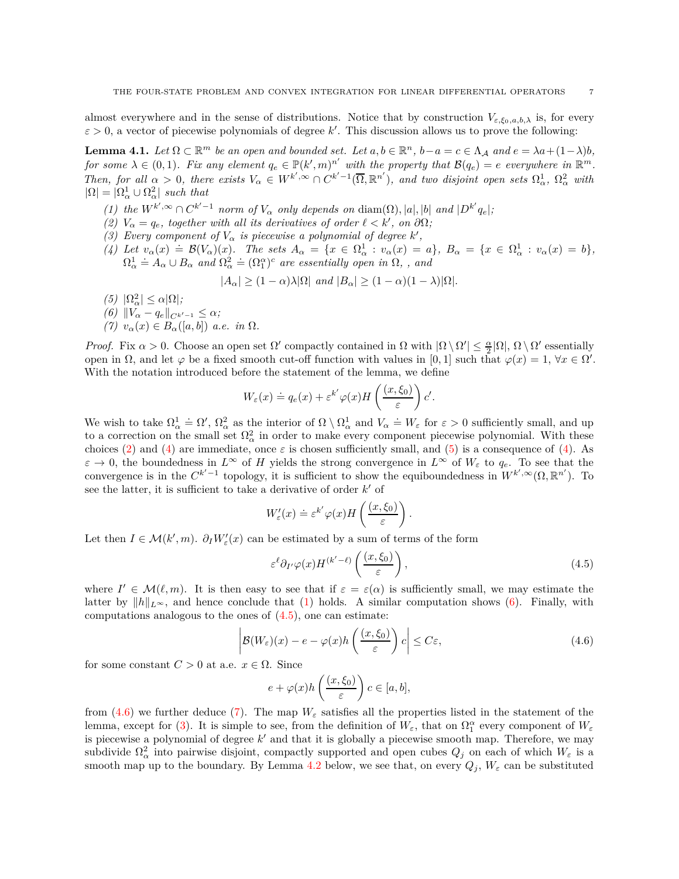almost everywhere and in the sense of distributions. Notice that by construction $V_{\varepsilon,\xi_0,a,b,\lambda}$ is, for every $\varepsilon > 0$, a vector of piecewise polynomials of degree $k'$. This discussion allows us to prove the following:

**Lemma 4.1.** *Let $\Omega \subset \mathbb{R}^m$ be an open and bounded set. Let $a, b \in \mathbb{R}^n$, $b - a = c \in \Lambda_{\mathcal{A}}$ and $e = \lambda a + (1-\lambda) b$, for some $\lambda \in (0,1)$. Fix any element $q_e \in \mathbb{P}(k',m)^{n'}$ with the property that $\mathcal{B}(q_e) = e$ everywhere in $\mathbb{R}^m$. Then, for all $\alpha > 0$, there exists $V_\alpha \in W^{k',\infty} \cap C^{k'-1}(\overline{\Omega}, \mathbb{R}^{n'})$, and two disjoint open sets $\Omega^1_\alpha$, $\Omega^2_\alpha$ with $|\Omega| = |\Omega^1_\alpha \cup \Omega^2_\alpha|$ such that*

1. *the $W^{k',\infty} \cap C^{k'-1}$ norm of $V_\alpha$ only depends on $\operatorname{diam}(\Omega), |a|, |b|$ and $|D^{k'} q_e|$;*
2. *$V_\alpha = q_e$, together with all its derivatives of order $\ell < k'$, on $\partial\Omega$;*
3. *Every component of $V_\alpha$ is piecewise a polynomial of degree $k'$,*
4. *Let $v_\alpha(x) \doteq \mathcal{B}(V_\alpha)(x)$. The sets $A_\alpha = \{x \in \Omega^1_\alpha : v_\alpha(x) = a\}$, $B_\alpha = \{x \in \Omega^1_\alpha : v_\alpha(x) = b\}$, $\Omega^1_\alpha \doteq A_\alpha \cup B_\alpha$ and $\Omega^2_\alpha \doteq (\Omega^\alpha_1)^c$ are essentially open in $\Omega$, , and*
$$|A_\alpha| \geq (1-\alpha)\lambda|\Omega| \text{ and } |B_\alpha| \geq (1-\alpha)(1-\lambda)|\Omega|.$$
5. *$|\Omega^2_\alpha| \leq \alpha|\Omega|$;*
6. *$\|V_\alpha - q_e\|_{C^{k'-1}} \leq \alpha$;*
7. *$v_\alpha(x) \in B_\alpha([a,b])$ a.e. in $\Omega$.*

*Proof.* Fix $\alpha > 0$. Choose an open set $\Omega'$ compactly contained in $\Omega$ with $|\Omega \setminus \Omega'| \leq \frac{\alpha}{2}|\Omega|$, $\Omega \setminus \Omega'$ essentially open in $\Omega$, and let $\varphi$ be a fixed smooth cut-off function with values in $[0,1]$ such that $\varphi(x) = 1$, $\forall x \in \Omega'$. With the notation introduced before the statement of the lemma, we define

$$W_\varepsilon(x) \doteq q_e(x) + \varepsilon^{k'}\varphi(x) H\left(\frac{(x,\xi_0)}{\varepsilon}\right) c'.$$

We wish to take $\Omega^1_\alpha \doteq \Omega'$, $\Omega^2_\alpha$ as the interior of $\Omega \setminus \Omega^1_\alpha$ and $V_\alpha \doteq W_\varepsilon$ for $\varepsilon > 0$ sufficiently small, and up to a correction on the small set $\Omega^2_\alpha$ in order to make every component piecewise polynomial. With these choices (2) and (4) are immediate, once $\varepsilon$ is chosen sufficiently small, and (5) is a consequence of (4). As $\varepsilon \to 0$, the boundedness in $L^\infty$ of $H$ yields the strong convergence in $L^\infty$ of $W_\varepsilon$ to $q_e$. To see that the convergence is in the $C^{k'-1}$ topology, it is sufficient to show the equiboundedness in $W^{k',\infty}(\Omega, \mathbb{R}^{n'})$. To see the latter, it is sufficient to take a derivative of order $k'$ of

$$W'_\varepsilon(x) \doteq \varepsilon^{k'}\varphi(x) H\left(\frac{(x,\xi_0)}{\varepsilon}\right).$$

Let then $I \in \mathcal{M}(k',m)$. $\partial_I W'_\varepsilon(x)$ can be estimated by a sum of terms of the form

$$\varepsilon^{\ell}\partial_{I'}\varphi(x) H^{(k'-\ell)}\left(\frac{(x,\xi_0)}{\varepsilon}\right), \tag{4.5}$$

where $I' \in \mathcal{M}(\ell,m)$. It is then easy to see that if $\varepsilon = \varepsilon(\alpha)$ is sufficiently small, we may estimate the latter by $\|h\|_{L^\infty}$, and hence conclude that (1) holds. A similar computation shows (6). Finally, with computations analogous to the ones of (4.5), one can estimate:

$$\left|\mathcal{B}(W_\varepsilon)(x) - e - \varphi(x) h\left(\frac{(x,\xi_0)}{\varepsilon}\right) c\right| \leq C\varepsilon, \tag{4.6}$$

for some constant $C > 0$ at a.e. $x \in \Omega$. Since

$$e + \varphi(x) h\left(\frac{(x,\xi_0)}{\varepsilon}\right) c \in [a,b],$$

from (4.6) we further deduce (7). The map $W_\varepsilon$ satisfies all the properties listed in the statement of the lemma, except for (3). It is simple to see, from the definition of $W_\varepsilon$, that on $\Omega^\alpha_1$ every component of $W_\varepsilon$ is piecewise a polynomial of degree $k'$ and that it is globally a piecewise smooth map. Therefore, we may subdivide $\Omega^2_\alpha$ into pairwise disjoint, compactly supported and open cubes $Q_j$ on each of which $W_\varepsilon$ is a smooth map up to the boundary. By Lemma 4.2 below, we see that, on every $Q_j$, $W_\varepsilon$ can be substituted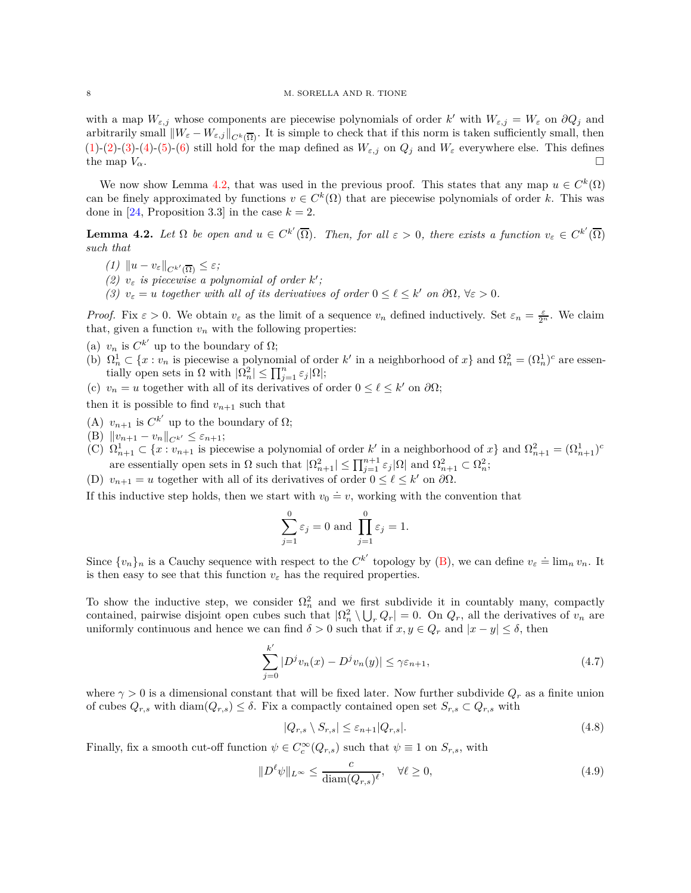with a map $W_{\varepsilon,j}$ whose components are piecewise polynomials of order $k'$ with $W_{\varepsilon,j} = W_\varepsilon$ on $\partial Q_j$ and arbitrarily small $\|W_\varepsilon - W_{\varepsilon,j}\|_{C^k(\overline{\Omega})}$. It is simple to check that if this norm is taken sufficiently small, then (1)-(2)-(3)-(4)-(5)-(6) still hold for the map defined as $W_{\varepsilon,j}$ on $Q_j$ and $W_\varepsilon$ everywhere else. This defines the map $V_\alpha$. □

We now show Lemma 4.2, that was used in the previous proof. This states that any map $u \in C^k(\Omega)$ can be finely approximated by functions $v \in C^k(\Omega)$ that are piecewise polynomials of order $k$. This was done in [24, Proposition 3.3] in the case $k = 2$.

**Lemma 4.2.** *Let $\Omega$ be open and $u \in C^{k'}(\overline{\Omega})$. Then, for all $\varepsilon > 0$, there exists a function $v_\varepsilon \in C^{k'}(\overline{\Omega})$ such that*

*(1) $\|u - v_\varepsilon\|_{C^{k'}(\overline{\Omega})} \le \varepsilon$;*
*(2) $v_\varepsilon$ is piecewise a polynomial of order $k'$;*
*(3) $v_\varepsilon = u$ together with all of its derivatives of order $0 \le \ell \le k'$ on $\partial\Omega$, $\forall \varepsilon > 0$.*

*Proof.* Fix $\varepsilon > 0$. We obtain $v_\varepsilon$ as the limit of a sequence $v_n$ defined inductively. Set $\varepsilon_n = \frac{\varepsilon}{2^n}$. We claim that, given a function $v_n$ with the following properties:

(a) $v_n$ is $C^{k'}$ up to the boundary of $\Omega$;
(b) $\Omega_n^1 \subset \{x : v_n \text{ is piecewise a polynomial of order } k' \text{ in a neighborhood of } x\}$ and $\Omega_n^2 = (\Omega_n^1)^c$ are essentially open sets in $\Omega$ with $|\Omega_n^2| \le \prod_{j=1}^n \varepsilon_j |\Omega|$;
(c) $v_n = u$ together with all of its derivatives of order $0 \le \ell \le k'$ on $\partial\Omega$;

then it is possible to find $v_{n+1}$ such that

(A) $v_{n+1}$ is $C^{k'}$ up to the boundary of $\Omega$;
(B) $\|v_{n+1} - v_n\|_{C^{k'}} \le \varepsilon_{n+1}$;
(C) $\Omega_{n+1}^1 \subset \{x : v_{n+1} \text{ is piecewise a polynomial of order } k' \text{ in a neighborhood of } x\}$ and $\Omega_{n+1}^2 = (\Omega_{n+1}^1)^c$ are essentially open sets in $\Omega$ such that $|\Omega_{n+1}^2| \le \prod_{j=1}^{n+1} \varepsilon_j |\Omega|$ and $\Omega_{n+1}^2 \subset \Omega_n^2$;
(D) $v_{n+1} = u$ together with all of its derivatives of order $0 \le \ell \le k'$ on $\partial\Omega$.

If this inductive step holds, then we start with $v_0 \doteq v$, working with the convention that

$$\sum_{j=1}^{0} \varepsilon_j = 0 \text{ and } \prod_{j=1}^{0} \varepsilon_j = 1.$$

Since $\{v_n\}_n$ is a Cauchy sequence with respect to the $C^{k'}$ topology by (B), we can define $v_\varepsilon \doteq \lim_n v_n$. It is then easy to see that this function $v_\varepsilon$ has the required properties.

To show the inductive step, we consider $\Omega_n^2$ and we first subdivide it in countably many, compactly contained, pairwise disjoint open cubes such that $|\Omega_n^2 \setminus \bigcup_r Q_r| = 0$. On $Q_r$, all the derivatives of $v_n$ are uniformly continuous and hence we can find $\delta > 0$ such that if $x, y \in Q_r$ and $|x - y| \le \delta$, then

$$\sum_{j=0}^{k'} |D^j v_n(x) - D^j v_n(y)| \le \gamma \varepsilon_{n+1}, \tag{4.7}$$

where $\gamma > 0$ is a dimensional constant that will be fixed later. Now further subdivide $Q_r$ as a finite union of cubes $Q_{r,s}$ with $\operatorname{diam}(Q_{r,s}) \le \delta$. Fix a compactly contained open set $S_{r,s} \subset Q_{r,s}$ with

$$|Q_{r,s} \setminus S_{r,s}| \le \varepsilon_{n+1} |Q_{r,s}|. \tag{4.8}$$

Finally, fix a smooth cut-off function $\psi \in C_c^\infty(Q_{r,s})$ such that $\psi \equiv 1$ on $S_{r,s}$, with

$$\|D^\ell \psi\|_{L^\infty} \le \frac{c}{\operatorname{diam}(Q_{r,s})^\ell}, \quad \forall \ell \ge 0, \tag{4.9}$$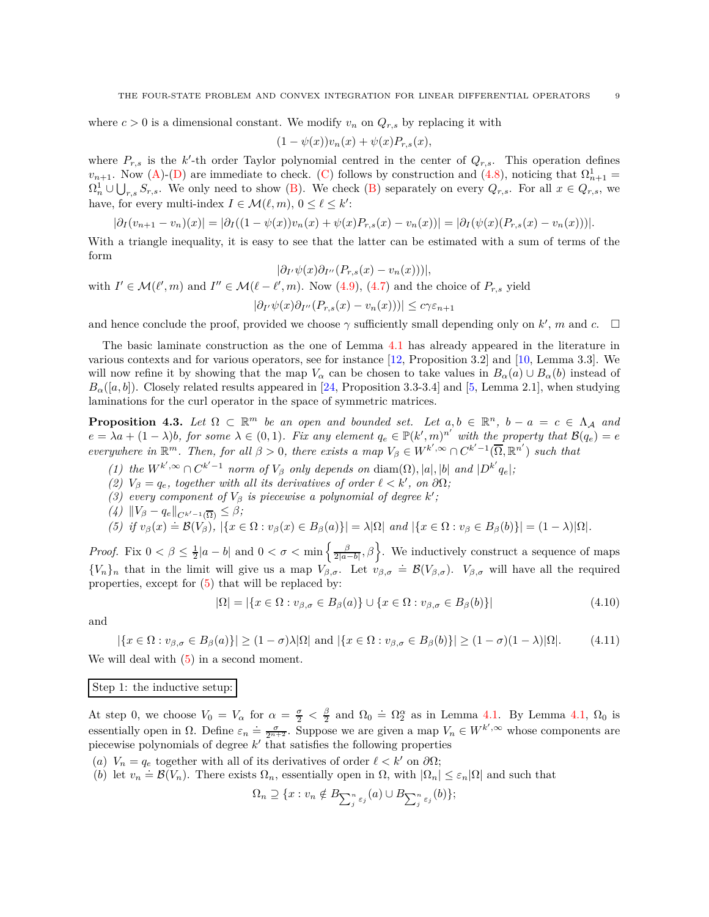where $c > 0$ is a dimensional constant. We modify $v_n$ on $Q_{r,s}$ by replacing it with

$$(1 - \psi(x))v_n(x) + \psi(x)P_{r,s}(x),$$

where $P_{r,s}$ is the $k'$-th order Taylor polynomial centred in the center of $Q_{r,s}$. This operation defines $v_{n+1}$. Now (A)-(D) are immediate to check. (C) follows by construction and (4.8), noticing that $\Omega^1_{n+1} = \Omega^1_n \cup \bigcup_{r,s} S_{r,s}$. We only need to show (B). We check (B) separately on every $Q_{r,s}$. For all $x \in Q_{r,s}$, we have, for every multi-index $I \in \mathcal{M}(\ell, m)$, $0 \le \ell \le k'$:

$$|\partial_I(v_{n+1} - v_n)(x)| = |\partial_I((1 - \psi(x))v_n(x) + \psi(x)P_{r,s}(x) - v_n(x))| = |\partial_I(\psi(x)(P_{r,s}(x) - v_n(x)))|.$$

With a triangle inequality, it is easy to see that the latter can be estimated with a sum of terms of the form

$$|\partial_{I'}\psi(x)\partial_{I''}(P_{r,s}(x) - v_n(x)))|,$$

with $I' \in \mathcal{M}(\ell', m)$ and $I'' \in \mathcal{M}(\ell - \ell', m)$. Now (4.9), (4.7) and the choice of $P_{r,s}$ yield

$$|\partial_{I'}\psi(x)\partial_{I''}(P_{r,s}(x) - v_n(x)))| \le c\gamma\varepsilon_{n+1}$$

and hence conclude the proof, provided we choose $\gamma$ sufficiently small depending only on $k'$, $m$ and $c$. $\square$

The basic laminate construction as the one of Lemma 4.1 has already appeared in the literature in various contexts and for various operators, see for instance [12, Proposition 3.2] and [10, Lemma 3.3]. We will now refine it by showing that the map $V_\alpha$ can be chosen to take values in $B_\alpha(a) \cup B_\alpha(b)$ instead of $B_\alpha([a, b])$. Closely related results appeared in [24, Proposition 3.3-3.4] and [5, Lemma 2.1], when studying laminations for the curl operator in the space of symmetric matrices.

**Proposition 4.3.** *Let $\Omega \subset \mathbb{R}^m$ be an open and bounded set. Let $a, b \in \mathbb{R}^n$, $b - a = c \in \Lambda_{\mathcal{A}}$ and $e = \lambda a + (1 - \lambda)b$, for some $\lambda \in (0, 1)$. Fix any element $q_e \in \mathbb{P}(k', m)^{n'}$ with the property that $\mathcal{B}(q_e) = e$ everywhere in $\mathbb{R}^m$. Then, for all $\beta > 0$, there exists a map $V_\beta \in W^{k',\infty} \cap C^{k'-1}(\overline{\Omega}, \mathbb{R}^{n'})$ such that*

*(1) the $W^{k',\infty} \cap C^{k'-1}$ norm of $V_\beta$ only depends on $\operatorname{diam}(\Omega)$, $|a|$, $|b|$ and $|D^{k'}q_e|$;*
*(2) $V_\beta = q_e$, together with all its derivatives of order $\ell < k'$, on $\partial\Omega$;*
*(3) every component of $V_\beta$ is piecewise a polynomial of degree $k'$;*
*(4) $\|V_\beta - q_e\|_{C^{k'-1}(\overline{\Omega})} \le \beta$;*
*(5) if $v_\beta(x) \doteq \mathcal{B}(V_\beta)$, $|\{x \in \Omega : v_\beta(x) \in B_\beta(a)\}| = \lambda|\Omega|$ and $|\{x \in \Omega : v_\beta \in B_\beta(b)\}| = (1 - \lambda)|\Omega|$.*

*Proof.* Fix $0 < \beta \le \frac{1}{2}|a - b|$ and $0 < \sigma < \min\left\{\frac{\beta}{2|a-b|}, \beta\right\}$. We inductively construct a sequence of maps $\{V_n\}_n$ that in the limit will give us a map $V_{\beta,\sigma}$. Let $v_{\beta,\sigma} \doteq \mathcal{B}(V_{\beta,\sigma})$. $V_{\beta,\sigma}$ will have all the required properties, except for (5) that will be replaced by:

$$|\Omega| = |\{x \in \Omega : v_{\beta,\sigma} \in B_\beta(a)\} \cup \{x \in \Omega : v_{\beta,\sigma} \in B_\beta(b)\}| \tag{4.10}$$

and

$$|\{x \in \Omega : v_{\beta,\sigma} \in B_\beta(a)\}| \ge (1 - \sigma)\lambda|\Omega| \text{ and } |\{x \in \Omega : v_{\beta,\sigma} \in B_\beta(b)\}| \ge (1 - \sigma)(1 - \lambda)|\Omega|. \tag{4.11}$$

We will deal with (5) in a second moment.

Step 1: the inductive setup:

At step 0, we choose $V_0 = V_\alpha$ for $\alpha = \frac{\sigma}{2} < \frac{\beta}{2}$ and $\Omega_0 \doteq \Omega^\alpha_2$ as in Lemma 4.1. By Lemma 4.1, $\Omega_0$ is essentially open in $\Omega$. Define $\varepsilon_n \doteq \frac{\sigma}{2^{n+2}}$. Suppose we are given a map $V_n \in W^{k',\infty}$ whose components are piecewise polynomials of degree $k'$ that satisfies the following properties

(a) $V_n = q_e$ together with all of its derivatives of order $\ell < k'$ on $\partial\Omega$;
(b) let $v_n \doteq \mathcal{B}(V_n)$. There exists $\Omega_n$, essentially open in $\Omega$, with $|\Omega_n| \le \varepsilon_n|\Omega|$ and such that

$$\Omega_n \supseteq \{x : v_n \notin B_{\sum_j^n \varepsilon_j}(a) \cup B_{\sum_j^n \varepsilon_j}(b)\};$$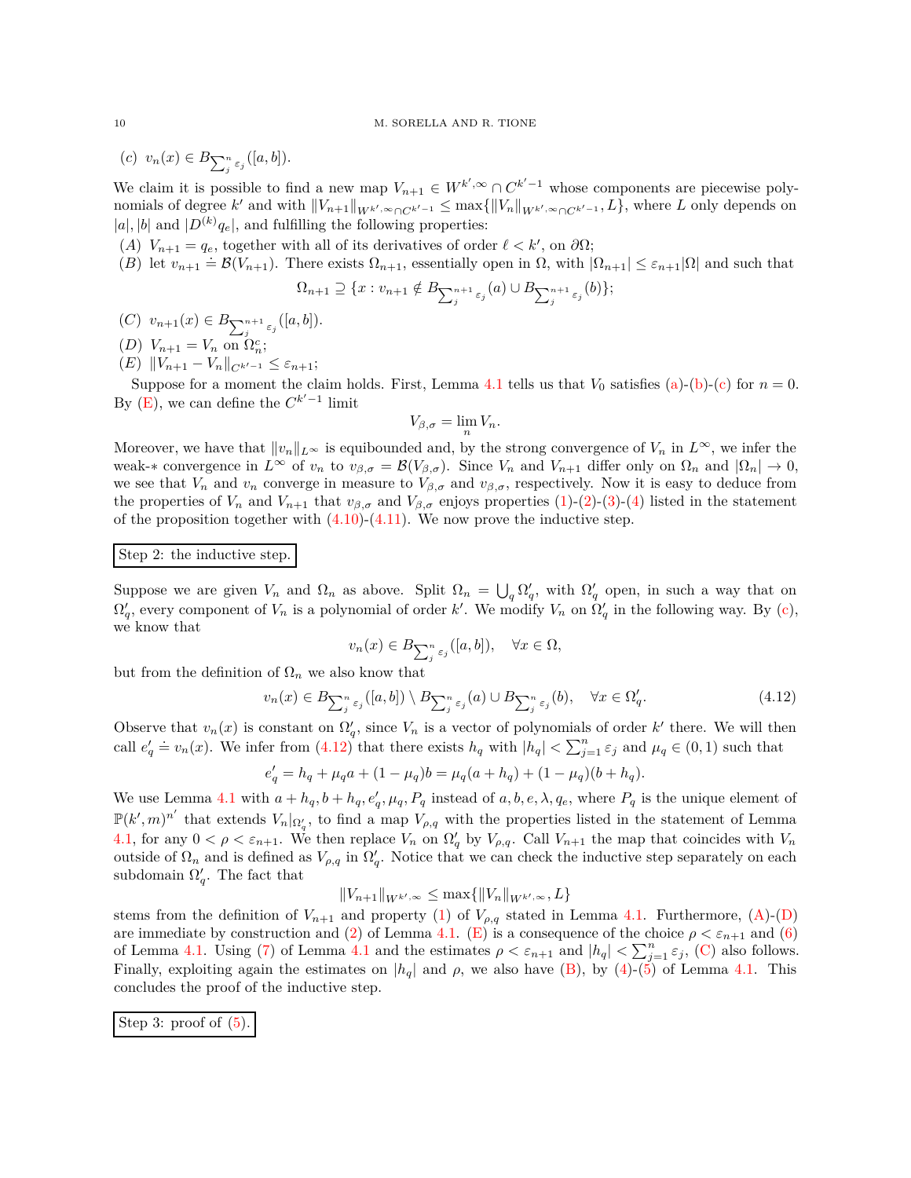(c) $v_n(x) \in B_{\sum_j^n \varepsilon_j}([a,b])$.

We claim it is possible to find a new map $V_{n+1} \in W^{k',\infty} \cap C^{k'-1}$ whose components are piecewise polynomials of degree $k'$ and with $\|V_{n+1}\|_{W^{k',\infty}\cap C^{k'-1}} \le \max\{\|V_n\|_{W^{k',\infty}\cap C^{k'-1}}, L\}$, where $L$ only depends on $|a|, |b|$ and $|D^{(k)}q_e|$, and fulfilling the following properties:

(A) $V_{n+1} = q_e$, together with all of its derivatives of order $\ell < k'$, on $\partial\Omega$;

(B) let $v_{n+1} \doteq \mathcal{B}(V_{n+1})$. There exists $\Omega_{n+1}$, essentially open in $\Omega$, with $|\Omega_{n+1}| \le \varepsilon_{n+1}|\Omega|$ and such that

$$\Omega_{n+1} \supseteq \{x : v_{n+1} \notin B_{\sum_j^{n+1}\varepsilon_j}(a) \cup B_{\sum_j^{n+1}\varepsilon_j}(b)\};$$

(C) $v_{n+1}(x) \in B_{\sum_j^{n+1}\varepsilon_j}([a,b])$.

(D) $V_{n+1} = V_n$ on $\Omega_n^c$;

(E) $\|V_{n+1} - V_n\|_{C^{k'-1}} \le \varepsilon_{n+1}$;

Suppose for a moment the claim holds. First, Lemma 4.1 tells us that $V_0$ satisfies (a)-(b)-(c) for $n = 0$. By (E), we can define the $C^{k'-1}$ limit

$$V_{\beta,\sigma} = \lim_n V_n.$$

Moreover, we have that $\|v_n\|_{L^\infty}$ is equibounded and, by the strong convergence of $V_n$ in $L^\infty$, we infer the weak-$*$ convergence in $L^\infty$ of $v_n$ to $v_{\beta,\sigma} = \mathcal{B}(V_{\beta,\sigma})$. Since $V_n$ and $V_{n+1}$ differ only on $\Omega_n$ and $|\Omega_n| \to 0$, we see that $V_n$ and $v_n$ converge in measure to $V_{\beta,\sigma}$ and $v_{\beta,\sigma}$, respectively. Now it is easy to deduce from the properties of $V_n$ and $V_{n+1}$ that $v_{\beta,\sigma}$ and $V_{\beta,\sigma}$ enjoys properties (1)-(2)-(3)-(4) listed in the statement of the proposition together with (4.10)-(4.11). We now prove the inductive step.

**Step 2: the inductive step.**

Suppose we are given $V_n$ and $\Omega_n$ as above. Split $\Omega_n = \bigcup_q \Omega'_q$, with $\Omega'_q$ open, in such a way that on $\Omega'_q$, every component of $V_n$ is a polynomial of order $k'$. We modify $V_n$ on $\Omega'_q$ in the following way. By (c), we know that

$$v_n(x) \in B_{\sum_j^n \varepsilon_j}([a,b]), \quad \forall x \in \Omega,$$

but from the definition of $\Omega_n$ we also know that

$$v_n(x) \in B_{\sum_j^n \varepsilon_j}([a,b]) \setminus B_{\sum_j^n \varepsilon_j}(a) \cup B_{\sum_j^n \varepsilon_j}(b), \quad \forall x \in \Omega'_q. \tag{4.12}$$

Observe that $v_n(x)$ is constant on $\Omega'_q$, since $V_n$ is a vector of polynomials of order $k'$ there. We will then call $e'_q \doteq v_n(x)$. We infer from (4.12) that there exists $h_q$ with $|h_q| < \sum_{j=1}^n \varepsilon_j$ and $\mu_q \in (0,1)$ such that

$$e'_q = h_q + \mu_q a + (1-\mu_q) b = \mu_q(a + h_q) + (1-\mu_q)(b + h_q).$$

We use Lemma 4.1 with $a + h_q, b + h_q, e'_q, \mu_q, P_q$ instead of $a, b, e, \lambda, q_e$, where $P_q$ is the unique element of $\mathbb{P}(k', m)^{n'}$ that extends $V_n|_{\Omega'_q}$, to find a map $V_{\rho,q}$ with the properties listed in the statement of Lemma 4.1, for any $0 < \rho < \varepsilon_{n+1}$. We then replace $V_n$ on $\Omega'_q$ by $V_{\rho,q}$. Call $V_{n+1}$ the map that coincides with $V_n$ outside of $\Omega_n$ and is defined as $V_{\rho,q}$ in $\Omega'_q$. Notice that we can check the inductive step separately on each subdomain $\Omega'_q$. The fact that

$$\|V_{n+1}\|_{W^{k',\infty}} \le \max\{\|V_n\|_{W^{k',\infty}}, L\}$$

stems from the definition of $V_{n+1}$ and property (1) of $V_{\rho,q}$ stated in Lemma 4.1. Furthermore, (A)-(D) are immediate by construction and (2) of Lemma 4.1. (E) is a consequence of the choice $\rho < \varepsilon_{n+1}$ and (6) of Lemma 4.1. Using (7) of Lemma 4.1 and the estimates $\rho < \varepsilon_{n+1}$ and $|h_q| < \sum_{j=1}^n \varepsilon_j$, (C) also follows. Finally, exploiting again the estimates on $|h_q|$ and $\rho$, we also have (B), by (4)-(5) of Lemma 4.1. This concludes the proof of the inductive step.

**Step 3: proof of (5).**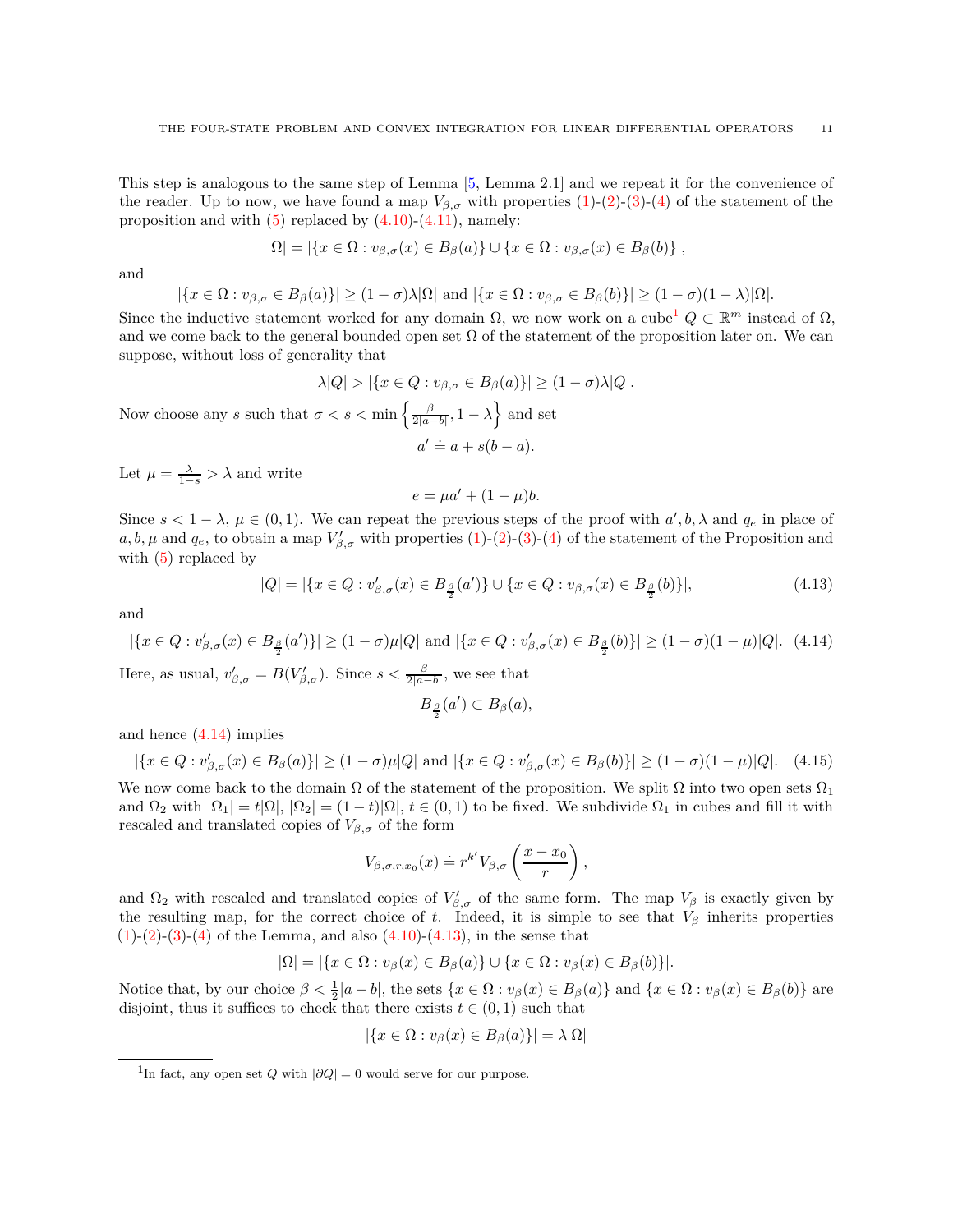This step is analogous to the same step of Lemma [5, Lemma 2.1] and we repeat it for the convenience of the reader. Up to now, we have found a map $V_{\beta,\sigma}$ with properties (1)-(2)-(3)-(4) of the statement of the proposition and with (5) replaced by (4.10)-(4.11), namely:

$$|\Omega| = |\{x \in \Omega : v_{\beta,\sigma}(x) \in B_\beta(a)\} \cup \{x \in \Omega : v_{\beta,\sigma}(x) \in B_\beta(b)\}|,$$

and

$$|\{x \in \Omega : v_{\beta,\sigma} \in B_\beta(a)\}| \geq (1-\sigma)\lambda|\Omega| \text{ and } |\{x \in \Omega : v_{\beta,\sigma} \in B_\beta(b)\}| \geq (1-\sigma)(1-\lambda)|\Omega|.$$

Since the inductive statement worked for any domain $\Omega$, we now work on a cube[1] $Q \subset \mathbb{R}^m$ instead of $\Omega$, and we come back to the general bounded open set $\Omega$ of the statement of the proposition later on. We can suppose, without loss of generality that

$$\lambda|Q| > |\{x \in Q : v_{\beta,\sigma} \in B_\beta(a)\}| \geq (1-\sigma)\lambda|Q|.$$

Now choose any $s$ such that $\sigma < s < \min\left\{\frac{\beta}{2|a-b|}, 1-\lambda\right\}$ and set

$$a' \doteq a + s(b-a).$$

Let $\mu = \frac{\lambda}{1-s} > \lambda$ and write

$$e = \mu a' + (1-\mu)b.$$

Since $s < 1-\lambda$, $\mu \in (0,1)$. We can repeat the previous steps of the proof with $a', b, \lambda$ and $q_e$ in place of $a, b, \mu$ and $q_e$, to obtain a map $V'_{\beta,\sigma}$ with properties (1)-(2)-(3)-(4) of the statement of the Proposition and with (5) replaced by

$$|Q| = |\{x \in Q : v'_{\beta,\sigma}(x) \in B_{\frac{\beta}{2}}(a')\} \cup \{x \in Q : v_{\beta,\sigma}(x) \in B_{\frac{\beta}{2}}(b)\}|, \tag{4.13}$$

and

$$|\{x \in Q : v'_{\beta,\sigma}(x) \in B_{\frac{\beta}{2}}(a')\}| \geq (1-\sigma)\mu|Q| \text{ and } |\{x \in Q : v'_{\beta,\sigma}(x) \in B_{\frac{\beta}{2}}(b)\}| \geq (1-\sigma)(1-\mu)|Q|. \tag{4.14}$$

Here, as usual, $v'_{\beta,\sigma} = B(V'_{\beta,\sigma})$. Since $s < \frac{\beta}{2|a-b|}$, we see that

$$B_{\frac{\beta}{2}}(a') \subset B_\beta(a),$$

and hence (4.14) implies

$$|\{x \in Q : v'_{\beta,\sigma}(x) \in B_\beta(a)\}| \geq (1-\sigma)\mu|Q| \text{ and } |\{x \in Q : v'_{\beta,\sigma}(x) \in B_\beta(b)\}| \geq (1-\sigma)(1-\mu)|Q|. \tag{4.15}$$

We now come back to the domain $\Omega$ of the statement of the proposition. We split $\Omega$ into two open sets $\Omega_1$ and $\Omega_2$ with $|\Omega_1| = t|\Omega|$, $|\Omega_2| = (1-t)|\Omega|$, $t \in (0,1)$ to be fixed. We subdivide $\Omega_1$ in cubes and fill it with rescaled and translated copies of $V_{\beta,\sigma}$ of the form

$$V_{\beta,\sigma,r,x_0}(x) \doteq r^{k'} V_{\beta,\sigma}\left(\frac{x-x_0}{r}\right),$$

and $\Omega_2$ with rescaled and translated copies of $V'_{\beta,\sigma}$ of the same form. The map $V_\beta$ is exactly given by the resulting map, for the correct choice of $t$. Indeed, it is simple to see that $V_\beta$ inherits properties (1)-(2)-(3)-(4) of the Lemma, and also (4.10)-(4.13), in the sense that

$$|\Omega| = |\{x \in \Omega : v_\beta(x) \in B_\beta(a)\} \cup \{x \in \Omega : v_\beta(x) \in B_\beta(b)\}|.$$

Notice that, by our choice $\beta < \frac{1}{2}|a-b|$, the sets $\{x \in \Omega : v_\beta(x) \in B_\beta(a)\}$ and $\{x \in \Omega : v_\beta(x) \in B_\beta(b)\}$ are disjoint, thus it suffices to check that there exists $t \in (0,1)$ such that

$$|\{x \in \Omega : v_\beta(x) \in B_\beta(a)\}| = \lambda|\Omega|$$

[1] In fact, any open set $Q$ with $|\partial Q| = 0$ would serve for our purpose.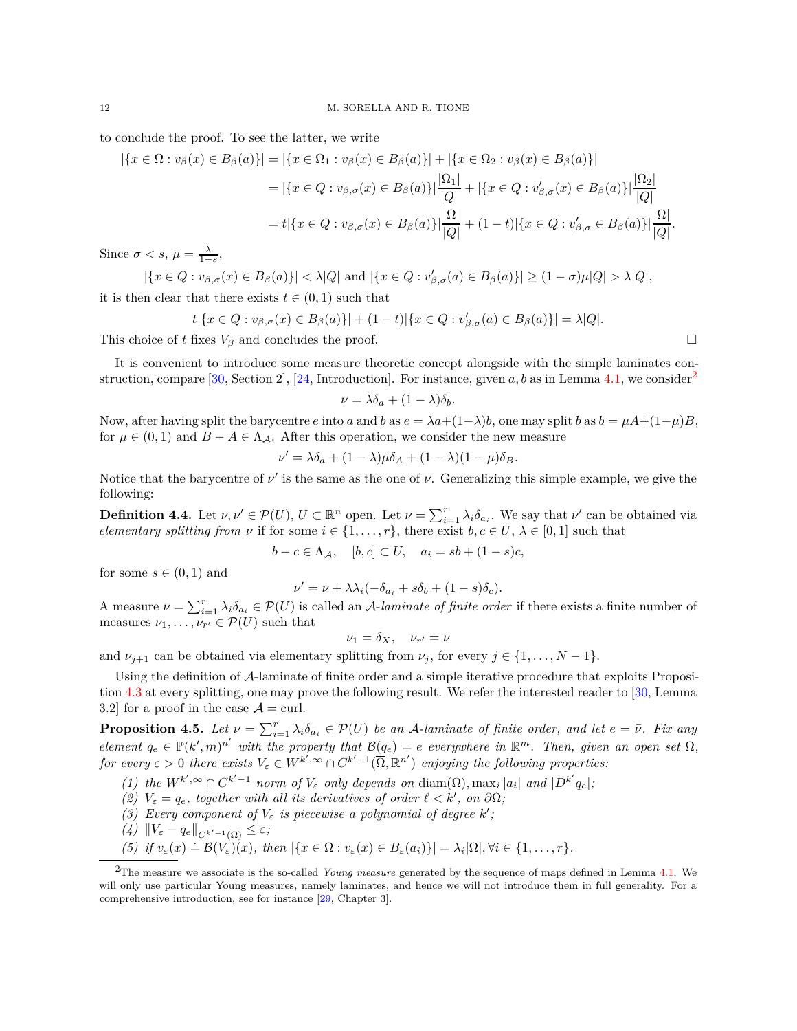to conclude the proof. To see the latter, we write

$$
\begin{aligned}
|\{x \in \Omega : v_\beta(x) \in B_\beta(a)\}| &= |\{x \in \Omega_1 : v_\beta(x) \in B_\beta(a)\}| + |\{x \in \Omega_2 : v_\beta(x) \in B_\beta(a)\}| \\
&= |\{x \in Q : v_{\beta,\sigma}(x) \in B_\beta(a)\}|\frac{|\Omega_1|}{|Q|} + |\{x \in Q : v'_{\beta,\sigma}(x) \in B_\beta(a)\}|\frac{|\Omega_2|}{|Q|} \\
&= t|\{x \in Q : v_{\beta,\sigma}(x) \in B_\beta(a)\}|\frac{|\Omega|}{|Q|} + (1-t)|\{x \in Q : v'_{\beta,\sigma} \in B_\beta(a)\}|\frac{|\Omega|}{|Q|}.
\end{aligned}
$$

Since $\sigma < s$, $\mu = \frac{\lambda}{1-s}$,

$$
|\{x \in Q : v_{\beta,\sigma}(x) \in B_\beta(a)\}| < \lambda|Q| \text{ and } |\{x \in Q : v'_{\beta,\sigma}(a) \in B_\beta(a)\}| \geq (1-\sigma)\mu|Q| > \lambda|Q|,
$$

it is then clear that there exists $t \in (0,1)$ such that

$$
t|\{x \in Q : v_{\beta,\sigma}(x) \in B_\beta(a)\}| + (1-t)|\{x \in Q : v'_{\beta,\sigma}(a) \in B_\beta(a)\}| = \lambda|Q|.
$$

This choice of $t$ fixes $V_\beta$ and concludes the proof. □

It is convenient to introduce some measure theoretic concept alongside with the simple laminates construction, compare [30, Section 2], [24, Introduction]. For instance, given $a, b$ as in Lemma 4.1, we consider[2]

$$
\nu = \lambda\delta_a + (1-\lambda)\delta_b.
$$

Now, after having split the barycentre $e$ into $a$ and $b$ as $e = \lambda a + (1-\lambda)b$, one may split $b$ as $b = \mu A + (1-\mu)B$, for $\mu \in (0,1)$ and $B - A \in \Lambda_{\mathcal{A}}$. After this operation, we consider the new measure

$$
\nu' = \lambda\delta_a + (1-\lambda)\mu\delta_A + (1-\lambda)(1-\mu)\delta_B.
$$

Notice that the barycentre of $\nu'$ is the same as the one of $\nu$. Generalizing this simple example, we give the following:

**Definition 4.4.** Let $\nu, \nu' \in \mathcal{P}(U)$, $U \subset \mathbb{R}^n$ open. Let $\nu = \sum_{i=1}^r \lambda_i \delta_{a_i}$. We say that $\nu'$ can be obtained via *elementary splitting from* $\nu$ if for some $i \in \{1, \dots, r\}$, there exist $b, c \in U$, $\lambda \in [0,1]$ such that

$$
b - c \in \Lambda_{\mathcal{A}}, \quad [b,c] \subset U, \quad a_i = sb + (1-s)c,
$$

for some $s \in (0,1)$ and

$$
\nu' = \nu + \lambda\lambda_i(-\delta_{a_i} + s\delta_b + (1-s)\delta_c).
$$

A measure $\nu = \sum_{i=1}^r \lambda_i \delta_{a_i} \in \mathcal{P}(U)$ is called an $\mathcal{A}$*-laminate of finite order* if there exists a finite number of measures $\nu_1, \dots, \nu_{r'} \in \mathcal{P}(U)$ such that

$$
\nu_1 = \delta_X, \quad \nu_{r'} = \nu
$$

and $\nu_{j+1}$ can be obtained via elementary splitting from $\nu_j$, for every $j \in \{1, \dots, N-1\}$.

Using the definition of $\mathcal{A}$-laminate of finite order and a simple iterative procedure that exploits Proposition 4.3 at every splitting, one may prove the following result. We refer the interested reader to [30, Lemma 3.2] for a proof in the case $\mathcal{A} = \operatorname{curl}$.

**Proposition 4.5.** *Let $\nu = \sum_{i=1}^r \lambda_i \delta_{a_i} \in \mathcal{P}(U)$ be an $\mathcal{A}$-laminate of finite order, and let $e = \bar{\nu}$. Fix any element $q_e \in \mathbb{P}(k', m)^{n'}$ with the property that $\mathcal{B}(q_e) = e$ everywhere in $\mathbb{R}^m$. Then, given an open set $\Omega$, for every $\varepsilon > 0$ there exists $V_\varepsilon \in W^{k',\infty} \cap C^{k'-1}(\overline{\Omega}, \mathbb{R}^{n'})$ enjoying the following properties:*

1. *the $W^{k',\infty} \cap C^{k'-1}$ norm of $V_\varepsilon$ only depends on $\operatorname{diam}(\Omega), \max_i |a_i|$ and $|D^{k'} q_e|$;*
2. *$V_\varepsilon = q_e$, together with all its derivatives of order $\ell < k'$, on $\partial\Omega$;*
3. *Every component of $V_\varepsilon$ is piecewise a polynomial of degree $k'$;*
4. *$\|V_\varepsilon - q_e\|_{C^{k'-1}(\overline{\Omega})} \leq \varepsilon$;*
5. *if $v_\varepsilon(x) \doteq \mathcal{B}(V_\varepsilon)(x)$, then $|\{x \in \Omega : v_\varepsilon(x) \in B_\varepsilon(a_i)\}| = \lambda_i|\Omega|, \forall i \in \{1, \dots, r\}$.*

---

[2] The measure we associate is the so-called *Young measure* generated by the sequence of maps defined in Lemma 4.1. We will only use particular Young measures, namely laminates, and hence we will not introduce them in full generality. For a comprehensive introduction, see for instance [29, Chapter 3].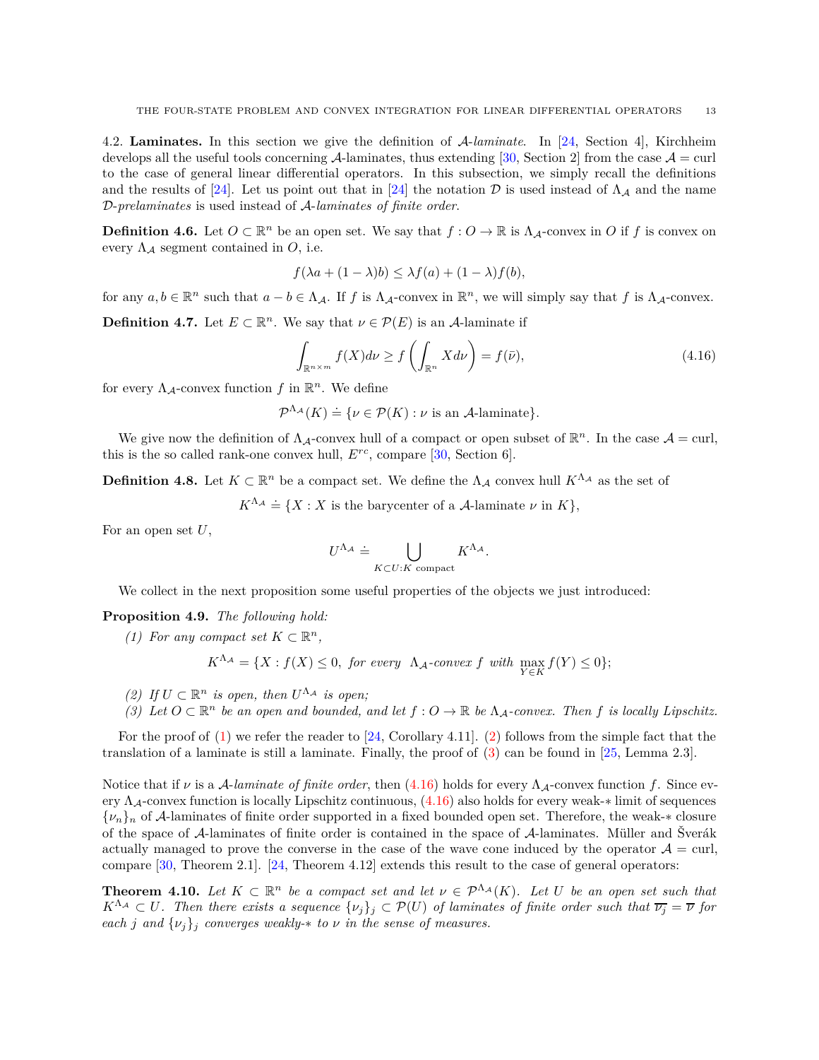4.2. **Laminates.** In this section we give the definition of $\mathcal{A}$-*laminate*. In [24, Section 4], Kirchheim develops all the useful tools concerning $\mathcal{A}$-laminates, thus extending [30, Section 2] from the case $\mathcal{A} = \operatorname{curl}$ to the case of general linear differential operators. In this subsection, we simply recall the definitions and the results of [24]. Let us point out that in [24] the notation $\mathcal{D}$ is used instead of $\Lambda_{\mathcal{A}}$ and the name $\mathcal{D}$-*prelaminates* is used instead of $\mathcal{A}$-*laminates of finite order*.

**Definition 4.6.** Let $O \subset \mathbb{R}^n$ be an open set. We say that $f : O \to \mathbb{R}$ is $\Lambda_{\mathcal{A}}$-convex in $O$ if $f$ is convex on every $\Lambda_{\mathcal{A}}$ segment contained in $O$, i.e.

$$f(\lambda a + (1-\lambda)b) \leq \lambda f(a) + (1-\lambda)f(b),$$

for any $a, b \in \mathbb{R}^n$ such that $a - b \in \Lambda_{\mathcal{A}}$. If $f$ is $\Lambda_{\mathcal{A}}$-convex in $\mathbb{R}^n$, we will simply say that $f$ is $\Lambda_{\mathcal{A}}$-convex.

**Definition 4.7.** Let $E \subset \mathbb{R}^n$. We say that $\nu \in \mathcal{P}(E)$ is an $\mathcal{A}$-laminate if

$$\int_{\mathbb{R}^{n\times m}} f(X)d\nu \geq f\left(\int_{\mathbb{R}^n} X d\nu\right) = f(\bar{\nu}), \tag{4.16}$$

for every $\Lambda_{\mathcal{A}}$-convex function $f$ in $\mathbb{R}^n$. We define

$$\mathcal{P}^{\Lambda_{\mathcal{A}}}(K) \doteq \{\nu \in \mathcal{P}(K) : \nu \text{ is an } \mathcal{A}\text{-laminate}\}.$$

We give now the definition of $\Lambda_{\mathcal{A}}$-convex hull of a compact or open subset of $\mathbb{R}^n$. In the case $\mathcal{A} = \operatorname{curl}$, this is the so called rank-one convex hull, $E^{rc}$, compare [30, Section 6].

**Definition 4.8.** Let $K \subset \mathbb{R}^n$ be a compact set. We define the $\Lambda_{\mathcal{A}}$ convex hull $K^{\Lambda_{\mathcal{A}}}$ as the set of

$$K^{\Lambda_{\mathcal{A}}} \doteq \{X : X \text{ is the barycenter of a } \mathcal{A}\text{-laminate } \nu \text{ in } K\},$$

For an open set $U$,

$$U^{\Lambda_{\mathcal{A}}} \doteq \bigcup_{K \subset U : K \text{ compact}} K^{\Lambda_{\mathcal{A}}}.$$

We collect in the next proposition some useful properties of the objects we just introduced:

**Proposition 4.9.** *The following hold:*

1. *For any compact set $K \subset \mathbb{R}^n$,*
$$K^{\Lambda_{\mathcal{A}}} = \{X : f(X) \leq 0, \text{ for every } \Lambda_{\mathcal{A}}\text{-convex } f \text{ with } \max_{Y \in K} f(Y) \leq 0\};$$
2. *If $U \subset \mathbb{R}^n$ is open, then $U^{\Lambda_{\mathcal{A}}}$ is open;*
3. *Let $O \subset \mathbb{R}^n$ be an open and bounded, and let $f : O \to \mathbb{R}$ be $\Lambda_{\mathcal{A}}$-convex. Then $f$ is locally Lipschitz.*

For the proof of (1) we refer the reader to [24, Corollary 4.11]. (2) follows from the simple fact that the translation of a laminate is still a laminate. Finally, the proof of (3) can be found in [25, Lemma 2.3].

Notice that if $\nu$ is a $\mathcal{A}$-*laminate of finite order*, then (4.16) holds for every $\Lambda_{\mathcal{A}}$-convex function $f$. Since every $\Lambda_{\mathcal{A}}$-convex function is locally Lipschitz continuous, (4.16) also holds for every weak-$*$ limit of sequences $\{\nu_n\}_n$ of $\mathcal{A}$-laminates of finite order supported in a fixed bounded open set. Therefore, the weak-$*$ closure of the space of $\mathcal{A}$-laminates of finite order is contained in the space of $\mathcal{A}$-laminates. Müller and Šverák actually managed to prove the converse in the case of the wave cone induced by the operator $\mathcal{A} = \operatorname{curl}$, compare [30, Theorem 2.1]. [24, Theorem 4.12] extends this result to the case of general operators:

**Theorem 4.10.** *Let $K \subset \mathbb{R}^n$ be a compact set and let $\nu \in \mathcal{P}^{\Lambda_{\mathcal{A}}}(K)$. Let $U$ be an open set such that $K^{\Lambda_{\mathcal{A}}} \subset U$. Then there exists a sequence $\{\nu_j\}_j \subset \mathcal{P}(U)$ of laminates of finite order such that $\overline{\nu_j} = \overline{\nu}$ for each $j$ and $\{\nu_j\}_j$ converges weakly-$*$ to $\nu$ in the sense of measures.*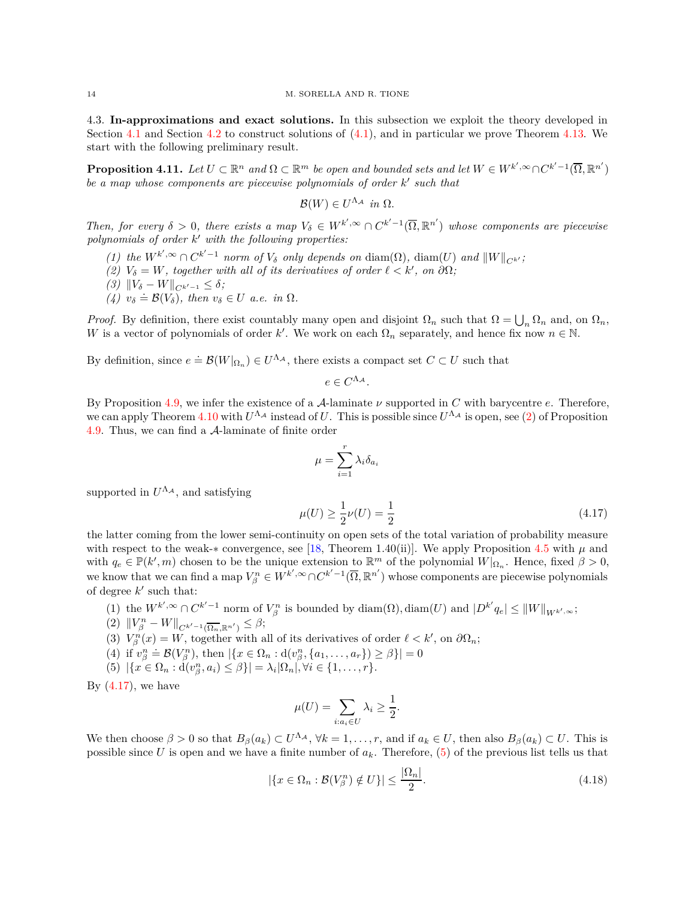### 4.3. In-approximations and exact solutions.

In this subsection we exploit the theory developed in Section 4.1 and Section 4.2 to construct solutions of (4.1), and in particular we prove Theorem 4.13. We start with the following preliminary result.

**Proposition 4.11.** *Let $U \subset \mathbb{R}^n$ and $\Omega \subset \mathbb{R}^m$ be open and bounded sets and let $W \in W^{k',\infty} \cap C^{k'-1}(\overline{\Omega}, \mathbb{R}^{n'})$ be a map whose components are piecewise polynomials of order $k'$ such that*

$$\mathcal{B}(W) \in U^{\Lambda_{\mathcal{A}}} \text{ in } \Omega.$$

*Then, for every $\delta > 0$, there exists a map $V_\delta \in W^{k',\infty} \cap C^{k'-1}(\overline{\Omega}, \mathbb{R}^{n'})$ whose components are piecewise polynomials of order $k'$ with the following properties:*

1. *the $W^{k',\infty} \cap C^{k'-1}$ norm of $V_\delta$ only depends on $\operatorname{diam}(\Omega)$, $\operatorname{diam}(U)$ and $\|W\|_{C^{k'}}$;*
2. *$V_\delta = W$, together with all of its derivatives of order $\ell < k'$, on $\partial\Omega$;*
3. *$\|V_\delta - W\|_{C^{k'-1}} \leq \delta$;*
4. *$v_\delta \doteq \mathcal{B}(V_\delta)$, then $v_\delta \in U$ a.e. in $\Omega$.*

*Proof.* By definition, there exist countably many open and disjoint $\Omega_n$ such that $\Omega = \bigcup_n \Omega_n$ and, on $\Omega_n$, $W$ is a vector of polynomials of order $k'$. We work on each $\Omega_n$ separately, and hence fix now $n \in \mathbb{N}$.

By definition, since $e \doteq \mathcal{B}(W|_{\Omega_n}) \in U^{\Lambda_{\mathcal{A}}}$, there exists a compact set $C \subset U$ such that

$$e \in C^{\Lambda_{\mathcal{A}}}.$$

By Proposition 4.9, we infer the existence of a $\mathcal{A}$-laminate $\nu$ supported in $C$ with barycentre $e$. Therefore, we can apply Theorem 4.10 with $U^{\Lambda_{\mathcal{A}}}$ instead of $U$. This is possible since $U^{\Lambda_{\mathcal{A}}}$ is open, see (2) of Proposition 4.9. Thus, we can find a $\mathcal{A}$-laminate of finite order

$$\mu = \sum_{i=1}^{r} \lambda_i \delta_{a_i}$$

supported in $U^{\Lambda_{\mathcal{A}}}$, and satisfying

$$\mu(U) \geq \frac{1}{2}\nu(U) = \frac{1}{2} \tag{4.17}$$

the latter coming from the lower semi-continuity on open sets of the total variation of probability measure with respect to the weak-$*$ convergence, see [18, Theorem 1.40(ii)]. We apply Proposition 4.5 with $\mu$ and with $q_e \in \mathbb{P}(k', m)$ chosen to be the unique extension to $\mathbb{R}^m$ of the polynomial $W|_{\Omega_n}$. Hence, fixed $\beta > 0$, we know that we can find a map $V^n_\beta \in W^{k',\infty} \cap C^{k'-1}(\overline{\Omega}, \mathbb{R}^{n'})$ whose components are piecewise polynomials of degree $k'$ such that:

1. the $W^{k',\infty} \cap C^{k'-1}$ norm of $V^n_\beta$ is bounded by $\operatorname{diam}(\Omega), \operatorname{diam}(U)$ and $|D^{k'}q_e| \leq \|W\|_{W^{k',\infty}}$;
2. $\|V^n_\beta - W\|_{C^{k'-1}(\overline{\Omega_n}, \mathbb{R}^{n'})} \leq \beta$;
3. $V^n_\beta(x) = W$, together with all of its derivatives of order $\ell < k'$, on $\partial\Omega_n$;
4. if $v^n_\beta \doteq \mathcal{B}(V^n_\beta)$, then $|\{x \in \Omega_n : \mathrm{d}(v^n_\beta, \{a_1, \dots, a_r\}) \geq \beta\}| = 0$
5. $|\{x \in \Omega_n : \mathrm{d}(v^n_\beta, a_i) \leq \beta\}| = \lambda_i |\Omega_n|, \forall i \in \{1, \dots, r\}$.

By (4.17), we have

$$\mu(U) = \sum_{i : a_i \in U} \lambda_i \geq \frac{1}{2}.$$

We then choose $\beta > 0$ so that $B_\beta(a_k) \subset U^{\Lambda_{\mathcal{A}}}$, $\forall k = 1, \dots, r$, and if $a_k \in U$, then also $B_\beta(a_k) \subset U$. This is possible since $U$ is open and we have a finite number of $a_k$. Therefore, (5) of the previous list tells us that

$$|\{x \in \Omega_n : \mathcal{B}(V^n_\beta) \notin U\}| \leq \frac{|\Omega_n|}{2}. \tag{4.18}$$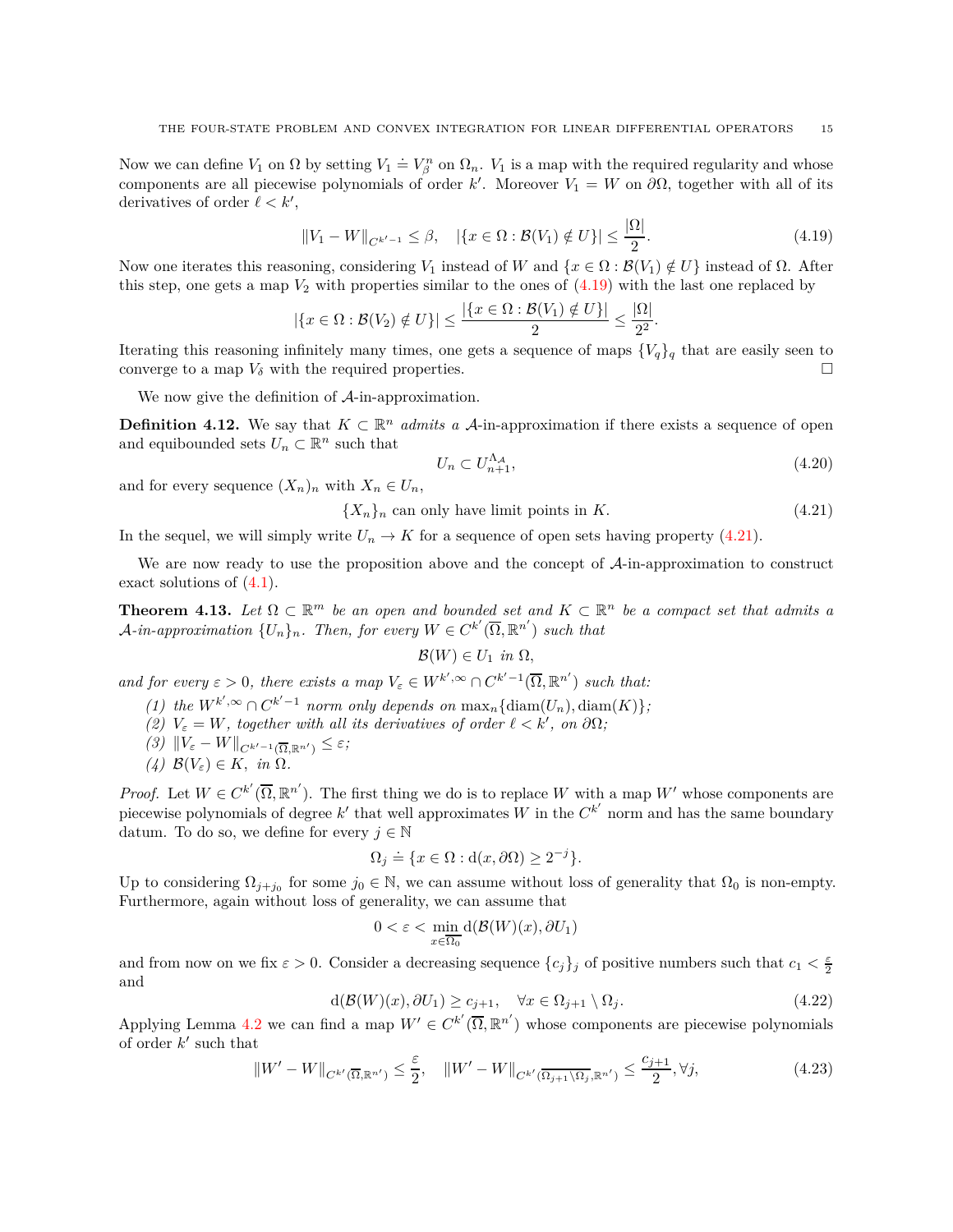Now we can define $V_1$ on $\Omega$ by setting $V_1 \doteq V_\beta^n$ on $\Omega_n$. $V_1$ is a map with the required regularity and whose components are all piecewise polynomials of order $k'$. Moreover $V_1 = W$ on $\partial\Omega$, together with all of its derivatives of order $\ell < k'$,

$$\|V_1 - W\|_{C^{k'-1}} \leq \beta, \quad |\{x \in \Omega : \mathcal{B}(V_1) \notin U\}| \leq \frac{|\Omega|}{2}. \tag{4.19}$$

Now one iterates this reasoning, considering $V_1$ instead of $W$ and $\{x \in \Omega : \mathcal{B}(V_1) \notin U\}$ instead of $\Omega$. After this step, one gets a map $V_2$ with properties similar to the ones of (4.19) with the last one replaced by

$$|\{x \in \Omega : \mathcal{B}(V_2) \notin U\}| \leq \frac{|\{x \in \Omega : \mathcal{B}(V_1) \notin U\}|}{2} \leq \frac{|\Omega|}{2^2}.$$

Iterating this reasoning infinitely many times, one gets a sequence of maps $\{V_q\}_q$ that are easily seen to converge to a map $V_\delta$ with the required properties. □

We now give the definition of $\mathcal{A}$-in-approximation.

**Definition 4.12.** We say that $K \subset \mathbb{R}^n$ *admits a* $\mathcal{A}$-in-approximation if there exists a sequence of open and equibounded sets $U_n \subset \mathbb{R}^n$ such that

$$U_n \subset U_{n+1}^{\Lambda_\mathcal{A}}, \tag{4.20}$$

and for every sequence $(X_n)_n$ with $X_n \in U_n$,

$$\{X_n\}_n \text{ can only have limit points in } K. \tag{4.21}$$

In the sequel, we will simply write $U_n \to K$ for a sequence of open sets having property (4.21).

We are now ready to use the proposition above and the concept of $\mathcal{A}$-in-approximation to construct exact solutions of (4.1).

**Theorem 4.13.** *Let $\Omega \subset \mathbb{R}^m$ be an open and bounded set and $K \subset \mathbb{R}^n$ be a compact set that admits a $\mathcal{A}$-in-approximation $\{U_n\}_n$. Then, for every $W \in C^{k'}(\overline{\Omega}, \mathbb{R}^{n'})$ such that*

$$\mathcal{B}(W) \in U_1 \text{ in } \Omega,$$

*and for every $\varepsilon > 0$, there exists a map $V_\varepsilon \in W^{k',\infty} \cap C^{k'-1}(\overline{\Omega}, \mathbb{R}^{n'})$ such that:*

1. *the $W^{k',\infty} \cap C^{k'-1}$ norm only depends on $\max_n\{\operatorname{diam}(U_n), \operatorname{diam}(K)\}$;*
2. *$V_\varepsilon = W$, together with all its derivatives of order $\ell < k'$, on $\partial\Omega$;*
3. *$\|V_\varepsilon - W\|_{C^{k'-1}(\overline{\Omega}, \mathbb{R}^{n'})} \leq \varepsilon$;*
4. *$\mathcal{B}(V_\varepsilon) \in K$, in $\Omega$.*

*Proof.* Let $W \in C^{k'}(\overline{\Omega}, \mathbb{R}^{n'})$. The first thing we do is to replace $W$ with a map $W'$ whose components are piecewise polynomials of degree $k'$ that well approximates $W$ in the $C^{k'}$ norm and has the same boundary datum. To do so, we define for every $j \in \mathbb{N}$

$$\Omega_j \doteq \{x \in \Omega : \mathrm{d}(x, \partial\Omega) \geq 2^{-j}\}.$$

Up to considering $\Omega_{j+j_0}$ for some $j_0 \in \mathbb{N}$, we can assume without loss of generality that $\Omega_0$ is non-empty. Furthermore, again without loss of generality, we can assume that

$$0 < \varepsilon < \min_{x \in \overline{\Omega_0}} \mathrm{d}(\mathcal{B}(W)(x), \partial U_1)$$

and from now on we fix $\varepsilon > 0$. Consider a decreasing sequence $\{c_j\}_j$ of positive numbers such that $c_1 < \frac{\varepsilon}{2}$ and

$$\mathrm{d}(\mathcal{B}(W)(x), \partial U_1) \geq c_{j+1}, \quad \forall x \in \Omega_{j+1} \setminus \Omega_j. \tag{4.22}$$

Applying Lemma 4.2 we can find a map $W' \in C^{k'}(\overline{\Omega}, \mathbb{R}^{n'})$ whose components are piecewise polynomials of order $k'$ such that

$$\|W' - W\|_{C^{k'}(\overline{\Omega}, \mathbb{R}^{n'})} \leq \frac{\varepsilon}{2}, \quad \|W' - W\|_{C^{k'}(\overline{\Omega_{j+1} \setminus \Omega_j}, \mathbb{R}^{n'})} \leq \frac{c_{j+1}}{2}, \forall j, \tag{4.23}$$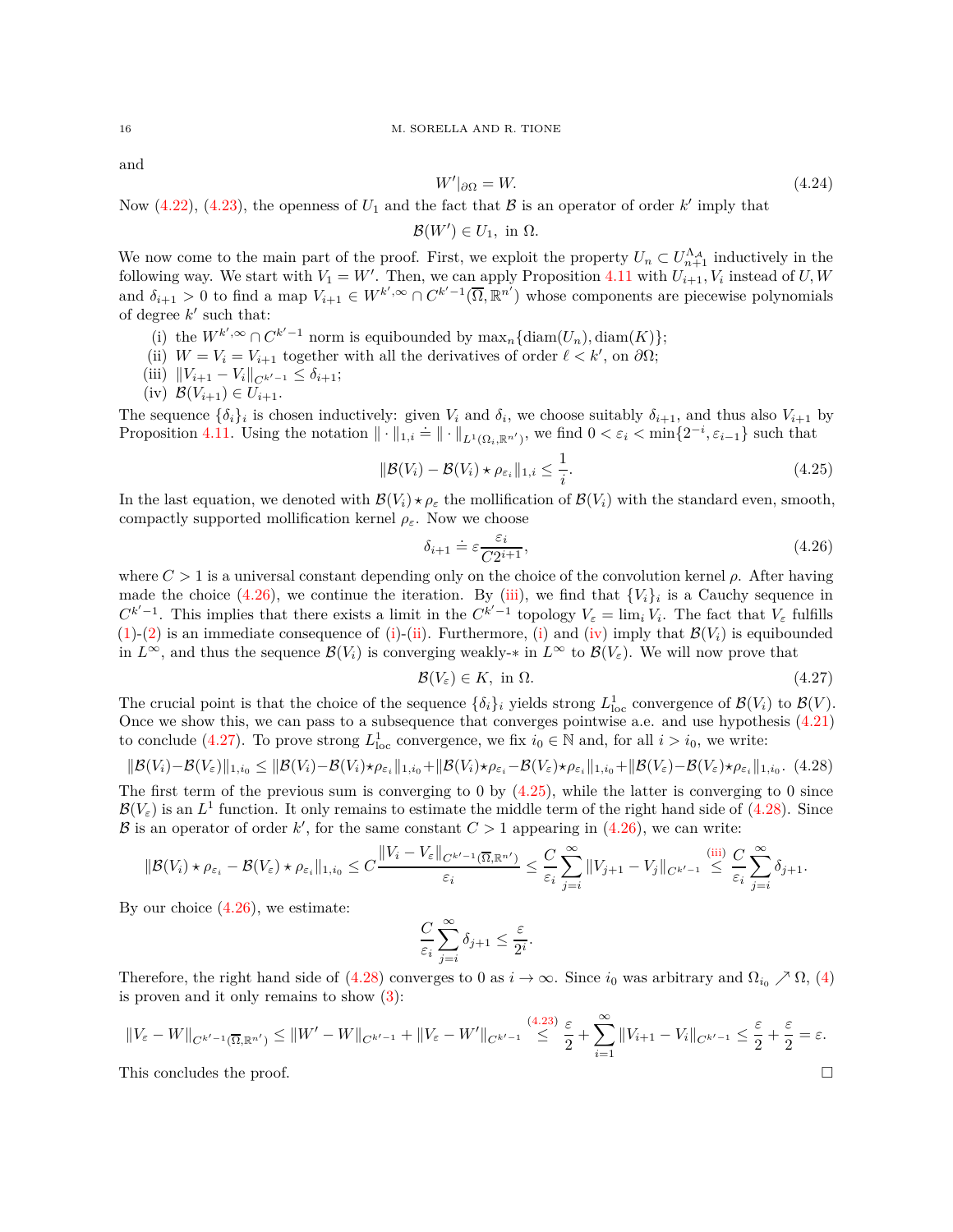and

$$W'|_{\partial\Omega} = W. \tag{4.24}$$

Now (4.22), (4.23), the openness of $U_1$ and the fact that $\mathcal{B}$ is an operator of order $k'$ imply that

$$\mathcal{B}(W') \in U_1, \text{ in } \Omega.$$

We now come to the main part of the proof. First, we exploit the property $U_n \subset U_{n+1}^{\Lambda_\mathcal{A}}$ inductively in the following way. We start with $V_1 = W'$. Then, we can apply Proposition 4.11 with $U_{i+1}, V_i$ instead of $U, W$ and $\delta_{i+1} > 0$ to find a map $V_{i+1} \in W^{k',\infty} \cap C^{k'-1}(\overline{\Omega}, \mathbb{R}^{n'})$ whose components are piecewise polynomials of degree $k'$ such that:

(i) the $W^{k',\infty} \cap C^{k'-1}$ norm is equibounded by $\max_n\{\operatorname{diam}(U_n), \operatorname{diam}(K)\}$;
(ii) $W = V_i = V_{i+1}$ together with all the derivatives of order $\ell < k'$, on $\partial\Omega$;
(iii) $\|V_{i+1} - V_i\|_{C^{k'-1}} \le \delta_{i+1}$;
(iv) $\mathcal{B}(V_{i+1}) \in U_{i+1}$.

The sequence $\{\delta_i\}_i$ is chosen inductively: given $V_i$ and $\delta_i$, we choose suitably $\delta_{i+1}$, and thus also $V_{i+1}$ by Proposition 4.11. Using the notation $\|\cdot\|_{1,i} \doteq \|\cdot\|_{L^1(\Omega_i,\mathbb{R}^{n'})}$, we find $0 < \varepsilon_i < \min\{2^{-i}, \varepsilon_{i-1}\}$ such that

$$\|\mathcal{B}(V_i) - \mathcal{B}(V_i) \star \rho_{\varepsilon_i}\|_{1,i} \le \frac{1}{i}. \tag{4.25}$$

In the last equation, we denoted with $\mathcal{B}(V_i) \star \rho_\varepsilon$ the mollification of $\mathcal{B}(V_i)$ with the standard even, smooth, compactly supported mollification kernel $\rho_\varepsilon$. Now we choose

$$\delta_{i+1} \doteq \varepsilon \frac{\varepsilon_i}{C2^{i+1}}, \tag{4.26}$$

where $C > 1$ is a universal constant depending only on the choice of the convolution kernel $\rho$. After having made the choice (4.26), we continue the iteration. By (iii), we find that $\{V_i\}_i$ is a Cauchy sequence in $C^{k'-1}$. This implies that there exists a limit in the $C^{k'-1}$ topology $V_\varepsilon = \lim_i V_i$. The fact that $V_\varepsilon$ fulfills (1)-(2) is an immediate consequence of (i)-(ii). Furthermore, (i) and (iv) imply that $\mathcal{B}(V_i)$ is equibounded in $L^\infty$, and thus the sequence $\mathcal{B}(V_i)$ is converging weakly-$*$ in $L^\infty$ to $\mathcal{B}(V_\varepsilon)$. We will now prove that

$$\mathcal{B}(V_\varepsilon) \in K, \text{ in } \Omega. \tag{4.27}$$

The crucial point is that the choice of the sequence $\{\delta_i\}_i$ yields strong $L^1_{\mathrm{loc}}$ convergence of $\mathcal{B}(V_i)$ to $\mathcal{B}(V)$. Once we show this, we can pass to a subsequence that converges pointwise a.e. and use hypothesis (4.21) to conclude (4.27). To prove strong $L^1_{\mathrm{loc}}$ convergence, we fix $i_0 \in \mathbb{N}$ and, for all $i > i_0$, we write:

$$\|\mathcal{B}(V_i) - \mathcal{B}(V_\varepsilon)\|_{1,i_0} \le \|\mathcal{B}(V_i) - \mathcal{B}(V_i) \star \rho_{\varepsilon_i}\|_{1,i_0} + \|\mathcal{B}(V_i) \star \rho_{\varepsilon_i} - \mathcal{B}(V_\varepsilon) \star \rho_{\varepsilon_i}\|_{1,i_0} + \|\mathcal{B}(V_\varepsilon) - \mathcal{B}(V_\varepsilon) \star \rho_{\varepsilon_i}\|_{1,i_0}. \tag{4.28}$$

The first term of the previous sum is converging to 0 by (4.25), while the latter is converging to 0 since $\mathcal{B}(V_\varepsilon)$ is an $L^1$ function. It only remains to estimate the middle term of the right hand side of (4.28). Since $\mathcal{B}$ is an operator of order $k'$, for the same constant $C > 1$ appearing in (4.26), we can write:

$$\|\mathcal{B}(V_i) \star \rho_{\varepsilon_i} - \mathcal{B}(V_\varepsilon) \star \rho_{\varepsilon_i}\|_{1,i_0} \le C \frac{\|V_i - V_\varepsilon\|_{C^{k'-1}(\overline{\Omega},\mathbb{R}^{n'})}}{\varepsilon_i} \le \frac{C}{\varepsilon_i} \sum_{j=i}^{\infty} \|V_{j+1} - V_j\|_{C^{k'-1}} \overset{\text{(iii)}}{\le} \frac{C}{\varepsilon_i} \sum_{j=i}^{\infty} \delta_{j+1}.$$

By our choice (4.26), we estimate:

$$\frac{C}{\varepsilon_i} \sum_{j=i}^{\infty} \delta_{j+1} \le \frac{\varepsilon}{2^i}.$$

Therefore, the right hand side of (4.28) converges to 0 as $i \to \infty$. Since $i_0$ was arbitrary and $\Omega_{i_0} \nearrow \Omega$, (4) is proven and it only remains to show (3):

$$\|V_\varepsilon - W\|_{C^{k'-1}(\overline{\Omega},\mathbb{R}^{n'})} \le \|W' - W\|_{C^{k'-1}} + \|V_\varepsilon - W'\|_{C^{k'-1}} \overset{(4.23)}{\le} \frac{\varepsilon}{2} + \sum_{i=1}^{\infty} \|V_{i+1} - V_i\|_{C^{k'-1}} \le \frac{\varepsilon}{2} + \frac{\varepsilon}{2} = \varepsilon.$$

This concludes the proof. $\square$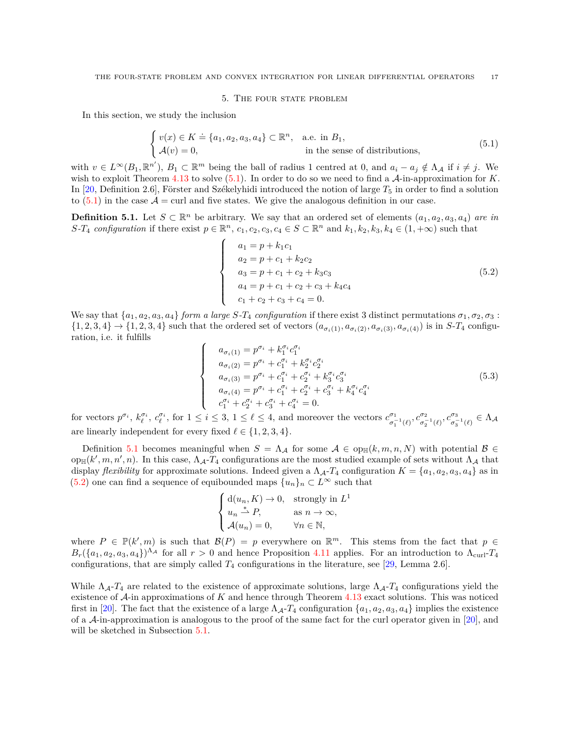## 5. The four state problem

In this section, we study the inclusion

$$
\begin{cases} v(x) \in K \doteq \{a_1, a_2, a_3, a_4\} \subset \mathbb{R}^n, & \text{a.e. in } B_1, \\ \mathcal{A}(v) = 0, & \text{in the sense of distributions,} \end{cases} \tag{5.1}
$$

with $v \in L^\infty(B_1, \mathbb{R}^{n'})$, $B_1 \subset \mathbb{R}^m$ being the ball of radius 1 centred at 0, and $a_i - a_j \notin \Lambda_{\mathcal{A}}$ if $i \neq j$. We wish to exploit Theorem 4.13 to solve (5.1). In order to do so we need to find a $\mathcal{A}$-in-approximation for $K$. In [20, Definition 2.6], Förster and Székelyhidi introduced the notion of large $T_5$ in order to find a solution to (5.1) in the case $\mathcal{A} = \operatorname{curl}$ and five states. We give the analogous definition in our case.

**Definition 5.1.** Let $S \subset \mathbb{R}^n$ be arbitrary. We say that an ordered set of elements $(a_1, a_2, a_3, a_4)$ *are in $S$-$T_4$ configuration* if there exist $p \in \mathbb{R}^n$, $c_1, c_2, c_3, c_4 \in S \subset \mathbb{R}^n$ and $k_1, k_2, k_3, k_4 \in (1, +\infty)$ such that

$$
\begin{cases} a_1 = p + k_1 c_1 \\ a_2 = p + c_1 + k_2 c_2 \\ a_3 = p + c_1 + c_2 + k_3 c_3 \\ a_4 = p + c_1 + c_2 + c_3 + k_4 c_4 \\ c_1 + c_2 + c_3 + c_4 = 0. \end{cases} \tag{5.2}
$$

We say that $\{a_1, a_2, a_3, a_4\}$ *form a large $S$-$T_4$ configuration* if there exist 3 distinct permutations $\sigma_1, \sigma_2, \sigma_3 : \{1, 2, 3, 4\} \to \{1, 2, 3, 4\}$ such that the ordered set of vectors $(a_{\sigma_i(1)}, a_{\sigma_i(2)}, a_{\sigma_i(3)}, a_{\sigma_i(4)})$ is in $S$-$T_4$ configuration, i.e. it fulfills

$$
\begin{cases} a_{\sigma_i(1)} = p^{\sigma_i} + k_1^{\sigma_i} c_1^{\sigma_i} \\ a_{\sigma_i(2)} = p^{\sigma_i} + c_1^{\sigma_i} + k_2^{\sigma_i} c_2^{\sigma_i} \\ a_{\sigma_i(3)} = p^{\sigma_i} + c_1^{\sigma_i} + c_2^{\sigma_i} + k_3^{\sigma_i} c_3^{\sigma_i} \\ a_{\sigma_i(4)} = p^{\sigma_i} + c_1^{\sigma_i} + c_2^{\sigma_i} + c_3^{\sigma_i} + k_4^{\sigma_i} c_4^{\sigma_i} \\ c_1^{\sigma_i} + c_2^{\sigma_i} + c_3^{\sigma_i} + c_4^{\sigma_i} = 0. \end{cases} \tag{5.3}
$$

for vectors $p^{\sigma_i}$, $k_\ell^{\sigma_i}$, $c_\ell^{\sigma_i}$, for $1 \le i \le 3$, $1 \le \ell \le 4$, and moreover the vectors $c^{\sigma_1}_{\sigma_1^{-1}(\ell)}, c^{\sigma_2}_{\sigma_2^{-1}(\ell)}, c^{\sigma_3}_{\sigma_3^{-1}(\ell)} \in \Lambda_{\mathcal{A}}$ are linearly independent for every fixed $\ell \in \{1, 2, 3, 4\}$.

Definition 5.1 becomes meaningful when $S = \Lambda_{\mathcal{A}}$ for some $\mathcal{A} \in \operatorname{op}_{\mathbb{H}}(k, m, n, N)$ with potential $\mathcal{B} \in \operatorname{op}_{\mathbb{H}}(k', m, n', n)$. In this case, $\Lambda_{\mathcal{A}}$-$T_4$ configurations are the most studied example of sets without $\Lambda_{\mathcal{A}}$ that display *flexibility* for approximate solutions. Indeed given a $\Lambda_{\mathcal{A}}$-$T_4$ configuration $K = \{a_1, a_2, a_3, a_4\}$ as in (5.2) one can find a sequence of equibounded maps $\{u_n\}_n \subset L^\infty$ such that

$$
\begin{cases} \mathrm{d}(u_n, K) \to 0, & \text{strongly in } L^1 \\ u_n \overset{*}{\rightharpoonup} P, & \text{as } n \to \infty, \\ \mathcal{A}(u_n) = 0, & \forall n \in \mathbb{N}, \end{cases}
$$

where $P \in \mathbb{P}(k', m)$ is such that $\mathcal{B}(P) = p$ everywhere on $\mathbb{R}^m$. This stems from the fact that $p \in B_r(\{a_1, a_2, a_3, a_4\})^{\Lambda_{\mathcal{A}}}$ for all $r > 0$ and hence Proposition 4.11 applies. For an introduction to $\Lambda_{\operatorname{curl}}$-$T_4$ configurations, that are simply called $T_4$ configurations in the literature, see [29, Lemma 2.6].

While $\Lambda_{\mathcal{A}}$-$T_4$ are related to the existence of approximate solutions, large $\Lambda_{\mathcal{A}}$-$T_4$ configurations yield the existence of $\mathcal{A}$-in approximations of $K$ and hence through Theorem 4.13 exact solutions. This was noticed first in [20]. The fact that the existence of a large $\Lambda_{\mathcal{A}}$-$T_4$ configuration $\{a_1, a_2, a_3, a_4\}$ implies the existence of a $\mathcal{A}$-in-approximation is analogous to the proof of the same fact for the curl operator given in [20], and will be sketched in Subsection 5.1.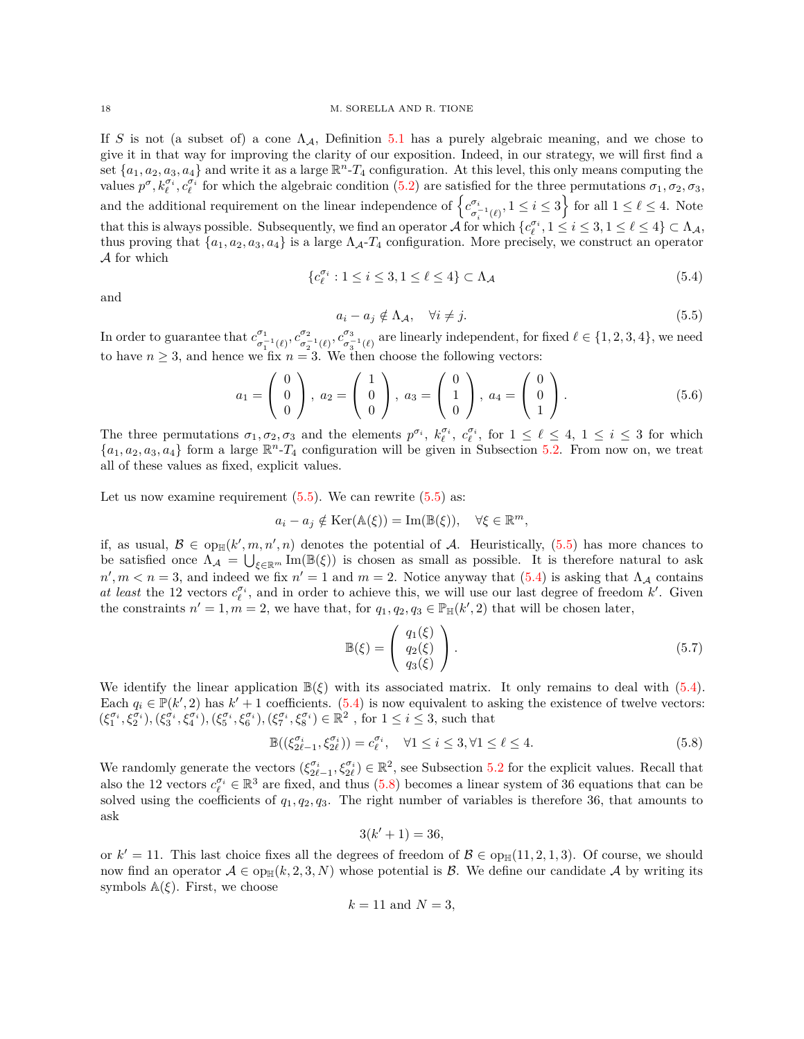If $S$ is not (a subset of) a cone $\Lambda_{\mathcal{A}}$, Definition 5.1 has a purely algebraic meaning, and we chose to give it in that way for improving the clarity of our exposition. Indeed, in our strategy, we will first find a set $\{a_1, a_2, a_3, a_4\}$ and write it as a large $\mathbb{R}^n$-$T_4$ configuration. At this level, this only means computing the values $p^\sigma, k_\ell^{\sigma_i}, c_\ell^{\sigma_i}$ for which the algebraic condition (5.2) are satisfied for the three permutations $\sigma_1, \sigma_2, \sigma_3$, and the additional requirement on the linear independence of $\left\{c^{\sigma_i}_{\sigma_i^{-1}(\ell)}, 1 \le i \le 3\right\}$ for all $1 \le \ell \le 4$. Note that this is always possible. Subsequently, we find an operator $\mathcal{A}$ for which $\{c_\ell^{\sigma_i}, 1 \le i \le 3, 1 \le \ell \le 4\} \subset \Lambda_{\mathcal{A}}$, thus proving that $\{a_1, a_2, a_3, a_4\}$ is a large $\Lambda_{\mathcal{A}}$-$T_4$ configuration. More precisely, we construct an operator $\mathcal{A}$ for which

$$\{c_\ell^{\sigma_i} : 1 \le i \le 3, 1 \le \ell \le 4\} \subset \Lambda_{\mathcal{A}} \tag{5.4}$$

and

$$a_i - a_j \notin \Lambda_{\mathcal{A}}, \quad \forall i \neq j. \tag{5.5}$$

In order to guarantee that $c^{\sigma_1}_{\sigma_1^{-1}(\ell)}, c^{\sigma_2}_{\sigma_2^{-1}(\ell)}, c^{\sigma_3}_{\sigma_3^{-1}(\ell)}$ are linearly independent, for fixed $\ell \in \{1, 2, 3, 4\}$, we need to have $n \ge 3$, and hence we fix $n = 3$. We then choose the following vectors:

$$a_1 = \begin{pmatrix} 0 \\ 0 \\ 0 \end{pmatrix}, \; a_2 = \begin{pmatrix} 1 \\ 0 \\ 0 \end{pmatrix}, \; a_3 = \begin{pmatrix} 0 \\ 1 \\ 0 \end{pmatrix}, \; a_4 = \begin{pmatrix} 0 \\ 0 \\ 1 \end{pmatrix}. \tag{5.6}$$

The three permutations $\sigma_1, \sigma_2, \sigma_3$ and the elements $p^{\sigma_i}$, $k_\ell^{\sigma_i}$, $c_\ell^{\sigma_i}$, for $1 \le \ell \le 4$, $1 \le i \le 3$ for which $\{a_1, a_2, a_3, a_4\}$ form a large $\mathbb{R}^n$-$T_4$ configuration will be given in Subsection 5.2. From now on, we treat all of these values as fixed, explicit values.

Let us now examine requirement (5.5). We can rewrite (5.5) as:

$$a_i - a_j \notin \mathrm{Ker}(\mathbb{A}(\xi)) = \mathrm{Im}(\mathbb{B}(\xi)), \quad \forall \xi \in \mathbb{R}^m,$$

if, as usual, $\mathcal{B} \in \mathrm{op}_{\mathbb{H}}(k', m, n', n)$ denotes the potential of $\mathcal{A}$. Heuristically, (5.5) has more chances to be satisfied once $\Lambda_{\mathcal{A}} = \bigcup_{\xi \in \mathbb{R}^m} \mathrm{Im}(\mathbb{B}(\xi))$ is chosen as small as possible. It is therefore natural to ask $n', m < n = 3$, and indeed we fix $n' = 1$ and $m = 2$. Notice anyway that (5.4) is asking that $\Lambda_{\mathcal{A}}$ contains *at least* the 12 vectors $c_\ell^{\sigma_i}$, and in order to achieve this, we will use our last degree of freedom $k'$. Given the constraints $n' = 1, m = 2$, we have that, for $q_1, q_2, q_3 \in \mathbb{P}_{\mathbb{H}}(k', 2)$ that will be chosen later,

$$\mathbb{B}(\xi) = \begin{pmatrix} q_1(\xi) \\ q_2(\xi) \\ q_3(\xi) \end{pmatrix}. \tag{5.7}$$

We identify the linear application $\mathbb{B}(\xi)$ with its associated matrix. It only remains to deal with (5.4). Each $q_i \in \mathbb{P}(k', 2)$ has $k' + 1$ coefficients. (5.4) is now equivalent to asking the existence of twelve vectors: $(\xi_1^{\sigma_i}, \xi_2^{\sigma_i}), (\xi_3^{\sigma_i}, \xi_4^{\sigma_i}), (\xi_5^{\sigma_i}, \xi_6^{\sigma_i}), (\xi_7^{\sigma_i}, \xi_8^{\sigma_i}) \in \mathbb{R}^2$ , for $1 \le i \le 3$, such that

$$\mathbb{B}((\xi_{2\ell-1}^{\sigma_i}, \xi_{2\ell}^{\sigma_i})) = c_\ell^{\sigma_i}, \quad \forall 1 \le i \le 3, \forall 1 \le \ell \le 4. \tag{5.8}$$

We randomly generate the vectors $(\xi_{2\ell-1}^{\sigma_i}, \xi_{2\ell}^{\sigma_i}) \in \mathbb{R}^2$, see Subsection 5.2 for the explicit values. Recall that also the 12 vectors $c_\ell^{\sigma_i} \in \mathbb{R}^3$ are fixed, and thus (5.8) becomes a linear system of 36 equations that can be solved using the coefficients of $q_1, q_2, q_3$. The right number of variables is therefore 36, that amounts to ask

$$3(k' + 1) = 36,$$

or $k' = 11$. This last choice fixes all the degrees of freedom of $\mathcal{B} \in \mathrm{op}_{\mathbb{H}}(11, 2, 1, 3)$. Of course, we should now find an operator $\mathcal{A} \in \mathrm{op}_{\mathbb{H}}(k, 2, 3, N)$ whose potential is $\mathcal{B}$. We define our candidate $\mathcal{A}$ by writing its symbols $\mathbb{A}(\xi)$. First, we choose

$$k = 11 \text{ and } N = 3,$$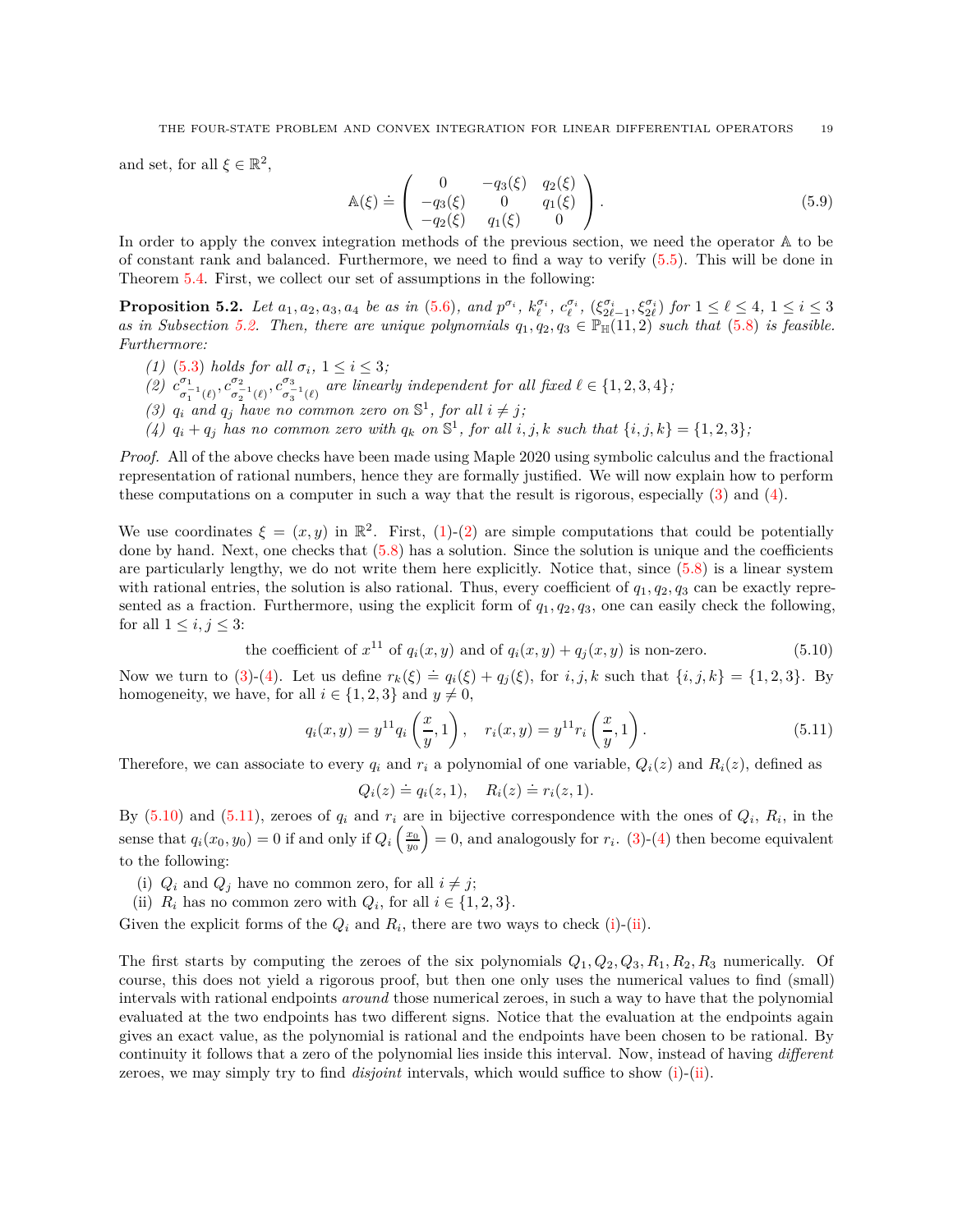and set, for all $\xi \in \mathbb{R}^2$,

$$\mathbb{A}(\xi) \doteq \begin{pmatrix} 0 & -q_3(\xi) & q_2(\xi) \\ -q_3(\xi) & 0 & q_1(\xi) \\ -q_2(\xi) & q_1(\xi) & 0 \end{pmatrix}. \tag{5.9}$$

In order to apply the convex integration methods of the previous section, we need the operator $\mathbb{A}$ to be of constant rank and balanced. Furthermore, we need to find a way to verify (5.5). This will be done in Theorem 5.4. First, we collect our set of assumptions in the following:

**Proposition 5.2.** *Let $a_1, a_2, a_3, a_4$ be as in (5.6), and $p^{\sigma_i}$, $k^{\sigma_i}_\ell$, $c^{\sigma_i}_\ell$, $(\xi^{\sigma_i}_{2\ell-1}, \xi^{\sigma_i}_{2\ell})$ for $1 \le \ell \le 4$, $1 \le i \le 3$ as in Subsection 5.2. Then, there are unique polynomials $q_1, q_2, q_3 \in \mathbb{P}_{\mathbb{H}}(11, 2)$ such that (5.8) is feasible. Furthermore:*

*(1) (5.3) holds for all $\sigma_i$, $1 \le i \le 3$;*
*(2) $c^{\sigma_1}_{\sigma_1^{-1}(\ell)}, c^{\sigma_2}_{\sigma_2^{-1}(\ell)}, c^{\sigma_3}_{\sigma_3^{-1}(\ell)}$ are linearly independent for all fixed $\ell \in \{1, 2, 3, 4\}$;*
*(3) $q_i$ and $q_j$ have no common zero on $\mathbb{S}^1$, for all $i \neq j$;*
*(4) $q_i + q_j$ has no common zero with $q_k$ on $\mathbb{S}^1$, for all $i, j, k$ such that $\{i, j, k\} = \{1, 2, 3\}$;*

*Proof.* All of the above checks have been made using Maple 2020 using symbolic calculus and the fractional representation of rational numbers, hence they are formally justified. We will now explain how to perform these computations on a computer in such a way that the result is rigorous, especially (3) and (4).

We use coordinates $\xi = (x, y)$ in $\mathbb{R}^2$. First, (1)-(2) are simple computations that could be potentially done by hand. Next, one checks that (5.8) has a solution. Since the solution is unique and the coefficients are particularly lengthy, we do not write them here explicitly. Notice that, since (5.8) is a linear system with rational entries, the solution is also rational. Thus, every coefficient of $q_1, q_2, q_3$ can be exactly represented as a fraction. Furthermore, using the explicit form of $q_1, q_2, q_3$, one can easily check the following, for all $1 \le i, j \le 3$:

$$\text{the coefficient of } x^{11} \text{ of } q_i(x, y) \text{ and of } q_i(x, y) + q_j(x, y) \text{ is non-zero.} \tag{5.10}$$

Now we turn to (3)-(4). Let us define $r_k(\xi) \doteq q_i(\xi) + q_j(\xi)$, for $i, j, k$ such that $\{i, j, k\} = \{1, 2, 3\}$. By homogeneity, we have, for all $i \in \{1, 2, 3\}$ and $y \neq 0$,

$$q_i(x, y) = y^{11} q_i\left(\frac{x}{y}, 1\right), \quad r_i(x, y) = y^{11} r_i\left(\frac{x}{y}, 1\right). \tag{5.11}$$

Therefore, we can associate to every $q_i$ and $r_i$ a polynomial of one variable, $Q_i(z)$ and $R_i(z)$, defined as

$$Q_i(z) \doteq q_i(z, 1), \quad R_i(z) \doteq r_i(z, 1).$$

By (5.10) and (5.11), zeroes of $q_i$ and $r_i$ are in bijective correspondence with the ones of $Q_i$, $R_i$, in the sense that $q_i(x_0, y_0) = 0$ if and only if $Q_i\left(\frac{x_0}{y_0}\right) = 0$, and analogously for $r_i$. (3)-(4) then become equivalent to the following:

(i) $Q_i$ and $Q_j$ have no common zero, for all $i \neq j$;
(ii) $R_i$ has no common zero with $Q_i$, for all $i \in \{1, 2, 3\}$.

Given the explicit forms of the $Q_i$ and $R_i$, there are two ways to check (i)-(ii).

The first starts by computing the zeroes of the six polynomials $Q_1, Q_2, Q_3, R_1, R_2, R_3$ numerically. Of course, this does not yield a rigorous proof, but then one only uses the numerical values to find (small) intervals with rational endpoints *around* those numerical zeroes, in such a way to have that the polynomial evaluated at the two endpoints has two different signs. Notice that the evaluation at the endpoints again gives an exact value, as the polynomial is rational and the endpoints have been chosen to be rational. By continuity it follows that a zero of the polynomial lies inside this interval. Now, instead of having *different* zeroes, we may simply try to find *disjoint* intervals, which would suffice to show (i)-(ii).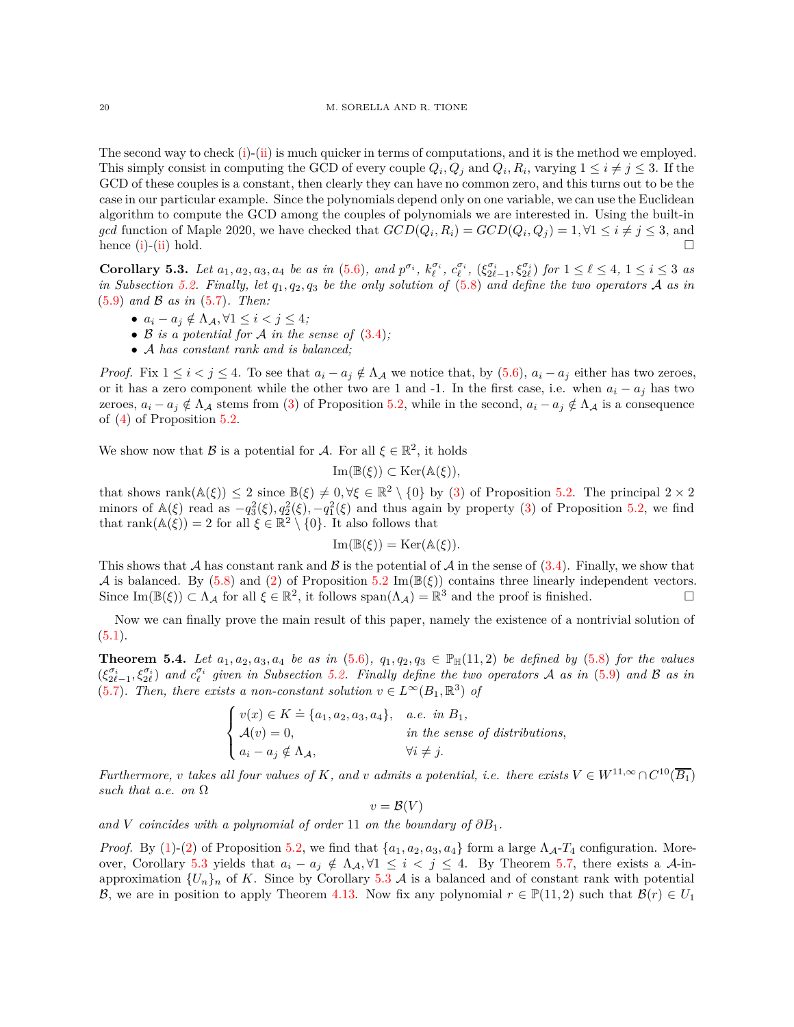The second way to check (i)-(ii) is much quicker in terms of computations, and it is the method we employed. This simply consist in computing the GCD of every couple $Q_i, Q_j$ and $Q_i, R_i$, varying $1 \le i \neq j \le 3$. If the GCD of these couples is a constant, then clearly they can have no common zero, and this turns out to be the case in our particular example. Since the polynomials depend only on one variable, we can use the Euclidean algorithm to compute the GCD among the couples of polynomials we are interested in. Using the built-in *gcd* function of Maple 2020, we have checked that $GCD(Q_i, R_i) = GCD(Q_i, Q_j) = 1, \forall 1 \le i \neq j \le 3$, and hence (i)-(ii) hold. $\square$

**Corollary 5.3.** *Let $a_1, a_2, a_3, a_4$ be as in (5.6), and $p^{\sigma_i}$, $k^{\sigma_i}_\ell$, $c^{\sigma_i}_\ell$, $(\xi^{\sigma_i}_{2\ell-1}, \xi^{\sigma_i}_{2\ell})$ for $1 \le \ell \le 4$, $1 \le i \le 3$ as in Subsection 5.2. Finally, let $q_1, q_2, q_3$ be the only solution of (5.8) and define the two operators $\mathcal{A}$ as in (5.9) and $\mathcal{B}$ as in (5.7). Then:*

- *$a_i - a_j \notin \Lambda_{\mathcal{A}}, \forall 1 \le i < j \le 4$;*
- *$\mathcal{B}$ is a potential for $\mathcal{A}$ in the sense of (3.4);*
- *$\mathcal{A}$ has constant rank and is balanced;*

*Proof.* Fix $1 \le i < j \le 4$. To see that $a_i - a_j \notin \Lambda_{\mathcal{A}}$ we notice that, by (5.6), $a_i - a_j$ either has two zeroes, or it has a zero component while the other two are 1 and -1. In the first case, i.e. when $a_i - a_j$ has two zeroes, $a_i - a_j \notin \Lambda_{\mathcal{A}}$ stems from (3) of Proposition 5.2, while in the second, $a_i - a_j \notin \Lambda_{\mathcal{A}}$ is a consequence of (4) of Proposition 5.2.

We show now that $\mathcal{B}$ is a potential for $\mathcal{A}$. For all $\xi \in \mathbb{R}^2$, it holds

$$\mathrm{Im}(\mathbb{B}(\xi)) \subset \mathrm{Ker}(\mathbb{A}(\xi)),$$

that shows $\mathrm{rank}(\mathbb{A}(\xi)) \le 2$ since $\mathbb{B}(\xi) \neq 0, \forall \xi \in \mathbb{R}^2 \setminus \{0\}$ by (3) of Proposition 5.2. The principal $2 \times 2$ minors of $\mathbb{A}(\xi)$ read as $-q_3^2(\xi), q_2^2(\xi), -q_1^2(\xi)$ and thus again by property (3) of Proposition 5.2, we find that $\mathrm{rank}(\mathbb{A}(\xi)) = 2$ for all $\xi \in \mathbb{R}^2 \setminus \{0\}$. It also follows that

$$\mathrm{Im}(\mathbb{B}(\xi)) = \mathrm{Ker}(\mathbb{A}(\xi)).$$

This shows that $\mathcal{A}$ has constant rank and $\mathcal{B}$ is the potential of $\mathcal{A}$ in the sense of (3.4). Finally, we show that $\mathcal{A}$ is balanced. By (5.8) and (2) of Proposition 5.2 $\mathrm{Im}(\mathbb{B}(\xi))$ contains three linearly independent vectors. Since $\mathrm{Im}(\mathbb{B}(\xi)) \subset \Lambda_{\mathcal{A}}$ for all $\xi \in \mathbb{R}^2$, it follows $\mathrm{span}(\Lambda_{\mathcal{A}}) = \mathbb{R}^3$ and the proof is finished. $\square$

Now we can finally prove the main result of this paper, namely the existence of a nontrivial solution of (5.1).

**Theorem 5.4.** *Let $a_1, a_2, a_3, a_4$ be as in (5.6), $q_1, q_2, q_3 \in \mathbb{P}_{\mathbb{H}}(11, 2)$ be defined by (5.8) for the values $(\xi^{\sigma_i}_{2\ell-1}, \xi^{\sigma_i}_{2\ell})$ and $c^{\sigma_i}_\ell$ given in Subsection 5.2. Finally define the two operators $\mathcal{A}$ as in (5.9) and $\mathcal{B}$ as in (5.7). Then, there exists a non-constant solution $v \in L^\infty(B_1, \mathbb{R}^3)$ of*

$$\begin{cases} v(x) \in K \doteq \{a_1, a_2, a_3, a_4\}, & \text{a.e. in } B_1,\\ \mathcal{A}(v) = 0, & \text{in the sense of distributions},\\ a_i - a_j \notin \Lambda_{\mathcal{A}}, & \forall i \neq j. \end{cases}$$

*Furthermore, $v$ takes all four values of $K$, and $v$ admits a potential, i.e. there exists $V \in W^{11,\infty} \cap C^{10}(\overline{B_1})$ such that a.e. on $\Omega$*

$$v = \mathcal{B}(V)$$

*and $V$ coincides with a polynomial of order 11 on the boundary of $\partial B_1$.*

*Proof.* By (1)-(2) of Proposition 5.2, we find that $\{a_1, a_2, a_3, a_4\}$ form a large $\Lambda_{\mathcal{A}}$-$T_4$ configuration. Moreover, Corollary 5.3 yields that $a_i - a_j \notin \Lambda_{\mathcal{A}}, \forall 1 \le i < j \le 4$. By Theorem 5.7, there exists a $\mathcal{A}$-in-approximation $\{U_n\}_n$ of $K$. Since by Corollary 5.3 $\mathcal{A}$ is a balanced and of constant rank with potential $\mathcal{B}$, we are in position to apply Theorem 4.13. Now fix any polynomial $r \in \mathbb{P}(11, 2)$ such that $\mathcal{B}(r) \in U_1$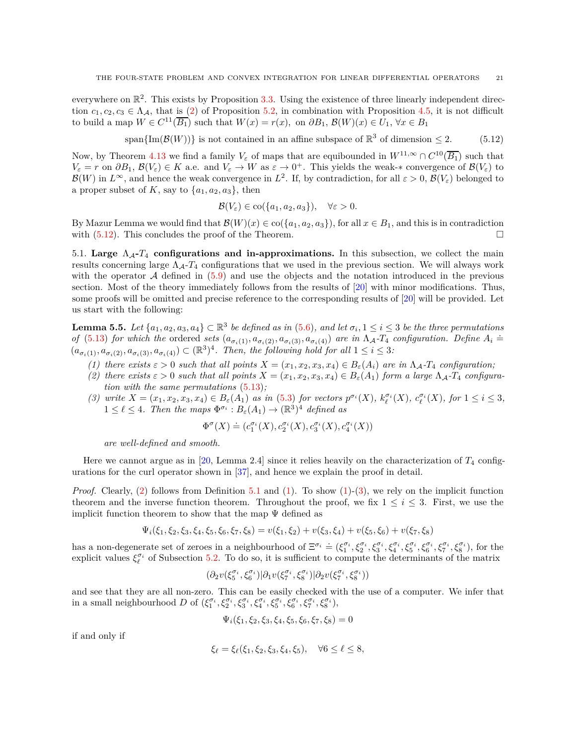everywhere on $\mathbb{R}^2$. This exists by Proposition 3.3. Using the existence of three linearly independent direction $c_1, c_2, c_3 \in \Lambda_{\mathcal{A}}$, that is (2) of Proposition 5.2, in combination with Proposition 4.5, it is not difficult to build a map $W \in C^{11}(\overline{B_1})$ such that $W(x) = r(x)$, on $\partial B_1$, $\mathcal{B}(W)(x) \in U_1$, $\forall x \in B_1$

$$\operatorname{span}\{\operatorname{Im}(\mathcal{B}(W))\} \text{ is not contained in an affine subspace of } \mathbb{R}^3 \text{ of dimension} \le 2. \tag{5.12}$$

Now, by Theorem 4.13 we find a family $V_\varepsilon$ of maps that are equibounded in $W^{11,\infty} \cap C^{10}(\overline{B_1})$ such that $V_\varepsilon = r$ on $\partial B_1$, $\mathcal{B}(V_\varepsilon) \in K$ a.e. and $V_\varepsilon \to W$ as $\varepsilon \to 0^+$. This yields the weak-$*$ convergence of $\mathcal{B}(V_\varepsilon)$ to $\mathcal{B}(W)$ in $L^\infty$, and hence the weak convergence in $L^2$. If, by contradiction, for all $\varepsilon > 0$, $\mathcal{B}(V_\varepsilon)$ belonged to a proper subset of $K$, say to $\{a_1, a_2, a_3\}$, then

$$\mathcal{B}(V_\varepsilon) \in \operatorname{co}(\{a_1, a_2, a_3\}), \quad \forall \varepsilon > 0.$$

By Mazur Lemma we would find that $\mathcal{B}(W)(x) \in \operatorname{co}(\{a_1, a_2, a_3\})$, for all $x \in B_1$, and this is in contradiction with (5.12). This concludes the proof of the Theorem. □

5.1. **Large $\Lambda_{\mathcal{A}}$-$T_4$ configurations and in-approximations.** In this subsection, we collect the main results concerning large $\Lambda_{\mathcal{A}}$-$T_4$ configurations that we used in the previous section. We will always work with the operator $\mathcal{A}$ defined in (5.9) and use the objects and the notation introduced in the previous section. Most of the theory immediately follows from the results of [20] with minor modifications. Thus, some proofs will be omitted and precise reference to the corresponding results of [20] will be provided. Let us start with the following:

**Lemma 5.5.** *Let $\{a_1, a_2, a_3, a_4\} \subset \mathbb{R}^3$ be defined as in (5.6), and let $\sigma_i, 1 \le i \le 3$ be the three permutations of (5.13) for which the* ordered *sets $(a_{\sigma_i(1)}, a_{\sigma_i(2)}, a_{\sigma_i(3)}, a_{\sigma_i(4)})$ are in $\Lambda_{\mathcal{A}}$-$T_4$ configuration. Define $A_i \doteq (a_{\sigma_i(1)}, a_{\sigma_i(2)}, a_{\sigma_i(3)}, a_{\sigma_i(4)}) \subset (\mathbb{R}^3)^4$. Then, the following hold for all $1 \le i \le 3$:*

*(1) there exists $\varepsilon > 0$ such that all points $X = (x_1, x_2, x_3, x_4) \in B_\varepsilon(A_i)$ are in $\Lambda_{\mathcal{A}}$-$T_4$ configuration;*
*(2) there exists $\varepsilon > 0$ such that all points $X = (x_1, x_2, x_3, x_4) \in B_\varepsilon(A_1)$ form a large $\Lambda_{\mathcal{A}}$-$T_4$ configuration with the same permutations (5.13);*
*(3) write $X = (x_1, x_2, x_3, x_4) \in B_\varepsilon(A_1)$ as in (5.3) for vectors $p^{\sigma_i}(X)$, $k_\ell^{\sigma_i}(X)$, $c_\ell^{\sigma_i}(X)$, for $1 \le i \le 3$, $1 \le \ell \le 4$. Then the maps $\Phi^{\sigma_i} : B_\varepsilon(A_1) \to (\mathbb{R}^3)^4$ defined as*

$$\Phi^{\sigma}(X) \doteq (c_1^{\sigma_i}(X), c_2^{\sigma_i}(X), c_3^{\sigma_i}(X), c_4^{\sigma_i}(X))$$

*are well-defined and smooth.*

Here we cannot argue as in [20, Lemma 2.4] since it relies heavily on the characterization of $T_4$ configurations for the curl operator shown in [37], and hence we explain the proof in detail.

*Proof.* Clearly, (2) follows from Definition 5.1 and (1). To show (1)-(3), we rely on the implicit function theorem and the inverse function theorem. Throughout the proof, we fix $1 \le i \le 3$. First, we use the implicit function theorem to show that the map $\Psi$ defined as

$$\Psi_i(\xi_1, \xi_2, \xi_3, \xi_4, \xi_5, \xi_6, \xi_7, \xi_8) = v(\xi_1, \xi_2) + v(\xi_3, \xi_4) + v(\xi_5, \xi_6) + v(\xi_7, \xi_8)$$

has a non-degenerate set of zeroes in a neighbourhood of $\Xi^{\sigma_i} \doteq (\xi_1^{\sigma_i}, \xi_2^{\sigma_i}, \xi_3^{\sigma_i}, \xi_4^{\sigma_i}, \xi_5^{\sigma_i}, \xi_6^{\sigma_i}, \xi_7^{\sigma_i}, \xi_8^{\sigma_i})$, for the explicit values $\xi_\ell^{\sigma_i}$ of Subsection 5.2. To do so, it is sufficient to compute the determinants of the matrix

$$(\partial_2 v(\xi_5^{\sigma_i}, \xi_6^{\sigma_i}) | \partial_1 v(\xi_7^{\sigma_i}, \xi_8^{\sigma_i}) | \partial_2 v(\xi_7^{\sigma_i}, \xi_8^{\sigma_i}))$$

and see that they are all non-zero. This can be easily checked with the use of a computer. We infer that in a small neighbourhood $D$ of $(\xi_1^{\sigma_i}, \xi_2^{\sigma_i}, \xi_3^{\sigma_i}, \xi_4^{\sigma_i}, \xi_5^{\sigma_i}, \xi_6^{\sigma_i}, \xi_7^{\sigma_i}, \xi_8^{\sigma_i})$,

$$\Psi_i(\xi_1, \xi_2, \xi_3, \xi_4, \xi_5, \xi_6, \xi_7, \xi_8) = 0$$

if and only if

$$\xi_\ell = \xi_\ell(\xi_1, \xi_2, \xi_3, \xi_4, \xi_5), \quad \forall 6 \le \ell \le 8,$$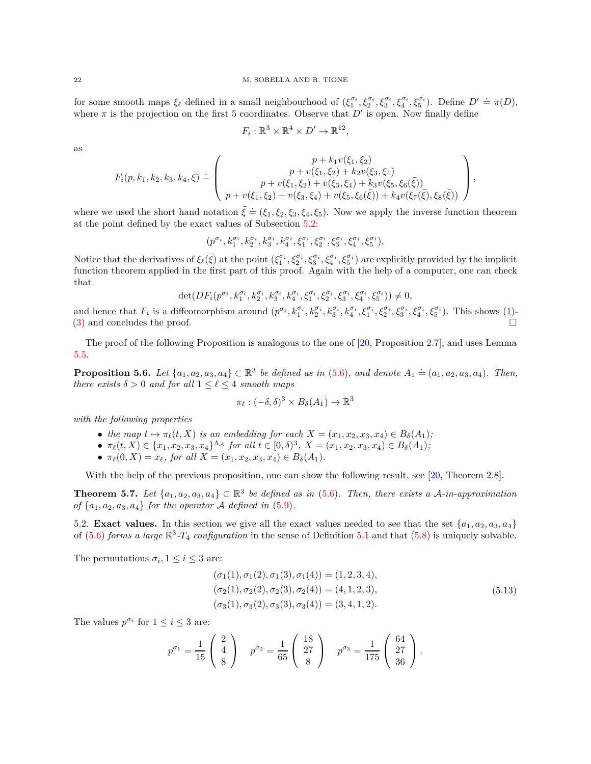for some smooth maps $\xi_\ell$ defined in a small neighbourhood of $(\xi_1^{\sigma_i}, \xi_2^{\sigma_i}, \xi_3^{\sigma_i}, \xi_4^{\sigma_i}, \xi_5^{\sigma_i})$. Define $D' \doteq \pi(D)$, where $\pi$ is the projection on the first 5 coordinates. Observe that $D'$ is open. Now finally define

$$F_i : \mathbb{R}^3 \times \mathbb{R}^4 \times D' \to \mathbb{R}^{12},$$

as

$$F_i(p, k_1, k_2, k_3, k_4, \bar{\xi}) \doteq \begin{pmatrix} p + k_1 v(\xi_1, \xi_2) \\ p + v(\xi_1, \xi_2) + k_2 v(\xi_3, \xi_4) \\ p + v(\xi_1, \xi_2) + v(\xi_3, \xi_4) + k_3 v(\xi_5, \xi_6(\bar{\xi})) \\ p + v(\xi_1, \xi_2) + v(\xi_3, \xi_4) + v(\xi_5, \xi_6(\bar{\xi})) + k_4 v(\xi_7(\bar{\xi}), \xi_8(\bar{\xi})) \end{pmatrix},$$

where we used the short hand notation $\bar{\xi} \doteq (\xi_1, \xi_2, \xi_3, \xi_4, \xi_5)$. Now we apply the inverse function theorem at the point defined by the exact values of Subsection 5.2:

$$(p^{\sigma_i}, k_1^{\sigma_i}, k_2^{\sigma_i}, k_3^{\sigma_i}, k_4^{\sigma_i}, \xi_1^{\sigma_i}, \xi_2^{\sigma_i}, \xi_3^{\sigma_i}, \xi_4^{\sigma_i}, \xi_5^{\sigma_i}),$$

Notice that the derivatives of $\xi_\ell(\bar{\xi})$ at the point $(\xi_1^{\sigma_i}, \xi_2^{\sigma_i}, \xi_3^{\sigma_i}, \xi_4^{\sigma_i}, \xi_5^{\sigma_i})$ are explicitly provided by the implicit function theorem applied in the first part of this proof. Again with the help of a computer, one can check that

$$\det(DF_i(p^{\sigma_i}, k_1^{\sigma_i}, k_2^{\sigma_i}, k_3^{\sigma_i}, k_4^{\sigma_i}, \xi_1^{\sigma_i}, \xi_2^{\sigma_i}, \xi_3^{\sigma_i}, \xi_4^{\sigma_i}, \xi_5^{\sigma_i})) \neq 0,$$

and hence that $F_i$ is a diffeomorphism around $(p^{\sigma_i}, k_1^{\sigma_i}, k_2^{\sigma_i}, k_3^{\sigma_i}, k_4^{\sigma_i}, \xi_1^{\sigma_i}, \xi_2^{\sigma_i}, \xi_3^{\sigma_i}, \xi_4^{\sigma_i}, \xi_5^{\sigma_i})$. This shows (1)-(3) and concludes the proof. □

The proof of the following Proposition is analogous to the one of [20, Proposition 2.7], and uses Lemma 5.5.

**Proposition 5.6.** *Let $\{a_1, a_2, a_3, a_4\} \subset \mathbb{R}^3$ be defined as in (5.6), and denote $A_1 \doteq (a_1, a_2, a_3, a_4)$. Then, there exists $\delta > 0$ and for all $1 \le \ell \le 4$ smooth maps*

$$\pi_\ell : (-\delta, \delta)^3 \times B_\delta(A_1) \to \mathbb{R}^3$$

*with the following properties*

- *the map $t \mapsto \pi_\ell(t, X)$ is an embedding for each $X = (x_1, x_2, x_3, x_4) \in B_\delta(A_1)$;*
- *$\pi_\ell(t, X) \in \{x_1, x_2, x_3, x_4\}^{\Lambda_\mathcal{A}}$ for all $t \in [0, \delta)^3$, $X = (x_1, x_2, x_3, x_4) \in B_\delta(A_1)$;*
- *$\pi_\ell(0, X) = x_\ell$, for all $X = (x_1, x_2, x_3, x_4) \in B_\delta(A_1)$.*

With the help of the previous proposition, one can show the following result, see [20, Theorem 2.8].

**Theorem 5.7.** *Let $\{a_1, a_2, a_3, a_4\} \subset \mathbb{R}^3$ be defined as in (5.6). Then, there exists a $\mathcal{A}$-in-approximation of $\{a_1, a_2, a_3, a_4\}$ for the operator $\mathcal{A}$ defined in (5.9).*

5.2. **Exact values.** In this section we give all the exact values needed to see that the set $\{a_1, a_2, a_3, a_4\}$ of (5.6) *forms a large $\mathbb{R}^3$-$T_4$ configuration* in the sense of Definition 5.1 and that (5.8) is uniquely solvable.

The permutations $\sigma_i, 1 \le i \le 3$ are:

$$\begin{aligned} (\sigma_1(1), \sigma_1(2), \sigma_1(3), \sigma_1(4)) &= (1, 2, 3, 4), \\ (\sigma_2(1), \sigma_2(2), \sigma_2(3), \sigma_2(4)) &= (4, 1, 2, 3), \\ (\sigma_3(1), \sigma_3(2), \sigma_3(3), \sigma_3(4)) &= (3, 4, 1, 2). \end{aligned} \tag{5.13}$$

The values $p^{\sigma_i}$ for $1 \le i \le 3$ are:

$$p^{\sigma_1} = \frac{1}{15} \begin{pmatrix} 2 \\ 4 \\ 8 \end{pmatrix} \quad p^{\sigma_2} = \frac{1}{65} \begin{pmatrix} 18 \\ 27 \\ 8 \end{pmatrix} \quad p^{\sigma_3} = \frac{1}{175} \begin{pmatrix} 64 \\ 27 \\ 36 \end{pmatrix}.$$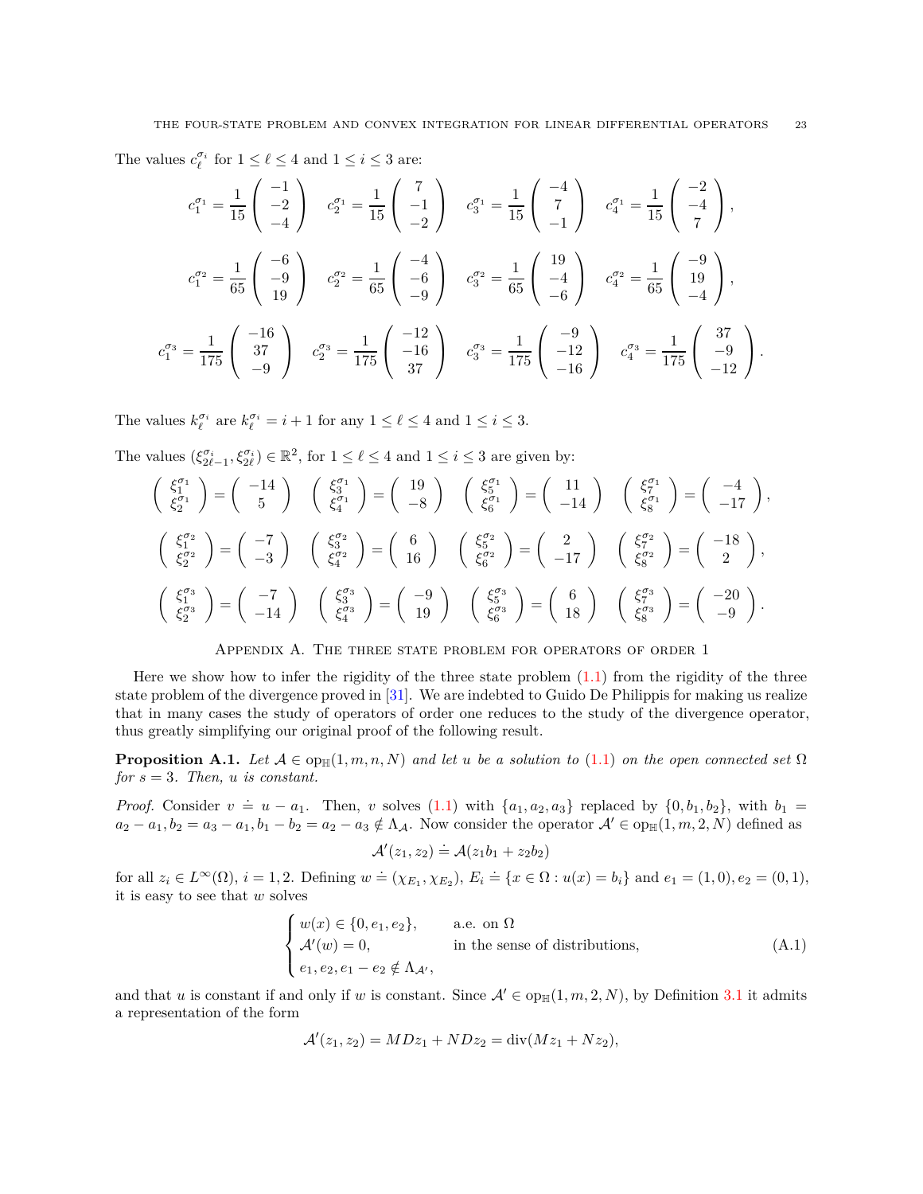The values $c_\ell^{\sigma_i}$ for $1 \le \ell \le 4$ and $1 \le i \le 3$ are:

$$
c_1^{\sigma_1} = \frac{1}{15}\begin{pmatrix} -1 \\ -2 \\ -4 \end{pmatrix} \quad c_2^{\sigma_1} = \frac{1}{15}\begin{pmatrix} 7 \\ -1 \\ -2 \end{pmatrix} \quad c_3^{\sigma_1} = \frac{1}{15}\begin{pmatrix} -4 \\ 7 \\ -1 \end{pmatrix} \quad c_4^{\sigma_1} = \frac{1}{15}\begin{pmatrix} -2 \\ -4 \\ 7 \end{pmatrix},
$$

$$
c_1^{\sigma_2} = \frac{1}{65}\begin{pmatrix} -6 \\ -9 \\ 19 \end{pmatrix} \quad c_2^{\sigma_2} = \frac{1}{65}\begin{pmatrix} -4 \\ -6 \\ -9 \end{pmatrix} \quad c_3^{\sigma_2} = \frac{1}{65}\begin{pmatrix} 19 \\ -4 \\ -6 \end{pmatrix} \quad c_4^{\sigma_2} = \frac{1}{65}\begin{pmatrix} -9 \\ 19 \\ -4 \end{pmatrix},
$$

$$
c_1^{\sigma_3} = \frac{1}{175}\begin{pmatrix} -16 \\ 37 \\ -9 \end{pmatrix} \quad c_2^{\sigma_3} = \frac{1}{175}\begin{pmatrix} -12 \\ -16 \\ 37 \end{pmatrix} \quad c_3^{\sigma_3} = \frac{1}{175}\begin{pmatrix} -9 \\ -12 \\ -16 \end{pmatrix} \quad c_4^{\sigma_3} = \frac{1}{175}\begin{pmatrix} 37 \\ -9 \\ -12 \end{pmatrix}.
$$

The values $k_\ell^{\sigma_i}$ are $k_\ell^{\sigma_i} = i + 1$ for any $1 \le \ell \le 4$ and $1 \le i \le 3$.

The values $(\xi_{2\ell-1}^{\sigma_i}, \xi_{2\ell}^{\sigma_i}) \in \mathbb{R}^2$, for $1 \le \ell \le 4$ and $1 \le i \le 3$ are given by:

$$
\begin{pmatrix} \xi_1^{\sigma_1} \\ \xi_2^{\sigma_1} \end{pmatrix} = \begin{pmatrix} -14 \\ 5 \end{pmatrix} \quad \begin{pmatrix} \xi_3^{\sigma_1} \\ \xi_4^{\sigma_1} \end{pmatrix} = \begin{pmatrix} 19 \\ -8 \end{pmatrix} \quad \begin{pmatrix} \xi_5^{\sigma_1} \\ \xi_6^{\sigma_1} \end{pmatrix} = \begin{pmatrix} 11 \\ -14 \end{pmatrix} \quad \begin{pmatrix} \xi_7^{\sigma_1} \\ \xi_8^{\sigma_1} \end{pmatrix} = \begin{pmatrix} -4 \\ -17 \end{pmatrix},
$$

$$
\begin{pmatrix} \xi_1^{\sigma_2} \\ \xi_2^{\sigma_2} \end{pmatrix} = \begin{pmatrix} -7 \\ -3 \end{pmatrix} \quad \begin{pmatrix} \xi_3^{\sigma_2} \\ \xi_4^{\sigma_2} \end{pmatrix} = \begin{pmatrix} 6 \\ 16 \end{pmatrix} \quad \begin{pmatrix} \xi_5^{\sigma_2} \\ \xi_6^{\sigma_2} \end{pmatrix} = \begin{pmatrix} 2 \\ -17 \end{pmatrix} \quad \begin{pmatrix} \xi_7^{\sigma_2} \\ \xi_8^{\sigma_2} \end{pmatrix} = \begin{pmatrix} -18 \\ 2 \end{pmatrix},
$$

$$
\begin{pmatrix} \xi_1^{\sigma_3} \\ \xi_2^{\sigma_3} \end{pmatrix} = \begin{pmatrix} -7 \\ -14 \end{pmatrix} \quad \begin{pmatrix} \xi_3^{\sigma_3} \\ \xi_4^{\sigma_3} \end{pmatrix} = \begin{pmatrix} -9 \\ 19 \end{pmatrix} \quad \begin{pmatrix} \xi_5^{\sigma_3} \\ \xi_6^{\sigma_3} \end{pmatrix} = \begin{pmatrix} 6 \\ 18 \end{pmatrix} \quad \begin{pmatrix} \xi_7^{\sigma_3} \\ \xi_8^{\sigma_3} \end{pmatrix} = \begin{pmatrix} -20 \\ -9 \end{pmatrix}.
$$

## Appendix A. The three state problem for operators of order 1

Here we show how to infer the rigidity of the three state problem (1.1) from the rigidity of the three state problem of the divergence proved in [31]. We are indebted to Guido De Philippis for making us realize that in many cases the study of operators of order one reduces to the study of the divergence operator, thus greatly simplifying our original proof of the following result.

**Proposition A.1.** *Let $\mathcal{A} \in \mathrm{op}_{\mathbb{H}}(1, m, n, N)$ and let $u$ be a solution to (1.1) on the open connected set $\Omega$ for $s = 3$. Then, $u$ is constant.*

*Proof.* Consider $v \doteq u - a_1$. Then, $v$ solves (1.1) with $\{a_1, a_2, a_3\}$ replaced by $\{0, b_1, b_2\}$, with $b_1 = a_2 - a_1, b_2 = a_3 - a_1, b_1 - b_2 = a_2 - a_3 \notin \Lambda_{\mathcal{A}}$. Now consider the operator $\mathcal{A}' \in \mathrm{op}_{\mathbb{H}}(1, m, 2, N)$ defined as

$$
\mathcal{A}'(z_1, z_2) \doteq \mathcal{A}(z_1 b_1 + z_2 b_2)
$$

for all $z_i \in L^\infty(\Omega)$, $i = 1, 2$. Defining $w \doteq (\chi_{E_1}, \chi_{E_2})$, $E_i \doteq \{x \in \Omega : u(x) = b_i\}$ and $e_1 = (1, 0), e_2 = (0, 1)$, it is easy to see that $w$ solves

$$
\begin{cases}
w(x) \in \{0, e_1, e_2\}, & \text{a.e. on } \Omega \\
\mathcal{A}'(w) = 0, & \text{in the sense of distributions,} \\
e_1, e_2, e_1 - e_2 \notin \Lambda_{\mathcal{A}'},
\end{cases} \tag{A.1}
$$

and that $u$ is constant if and only if $w$ is constant. Since $\mathcal{A}' \in \mathrm{op}_{\mathbb{H}}(1, m, 2, N)$, by Definition 3.1 it admits a representation of the form

$$
\mathcal{A}'(z_1, z_2) = MDz_1 + NDz_2 = \mathrm{div}(Mz_1 + Nz_2),
$$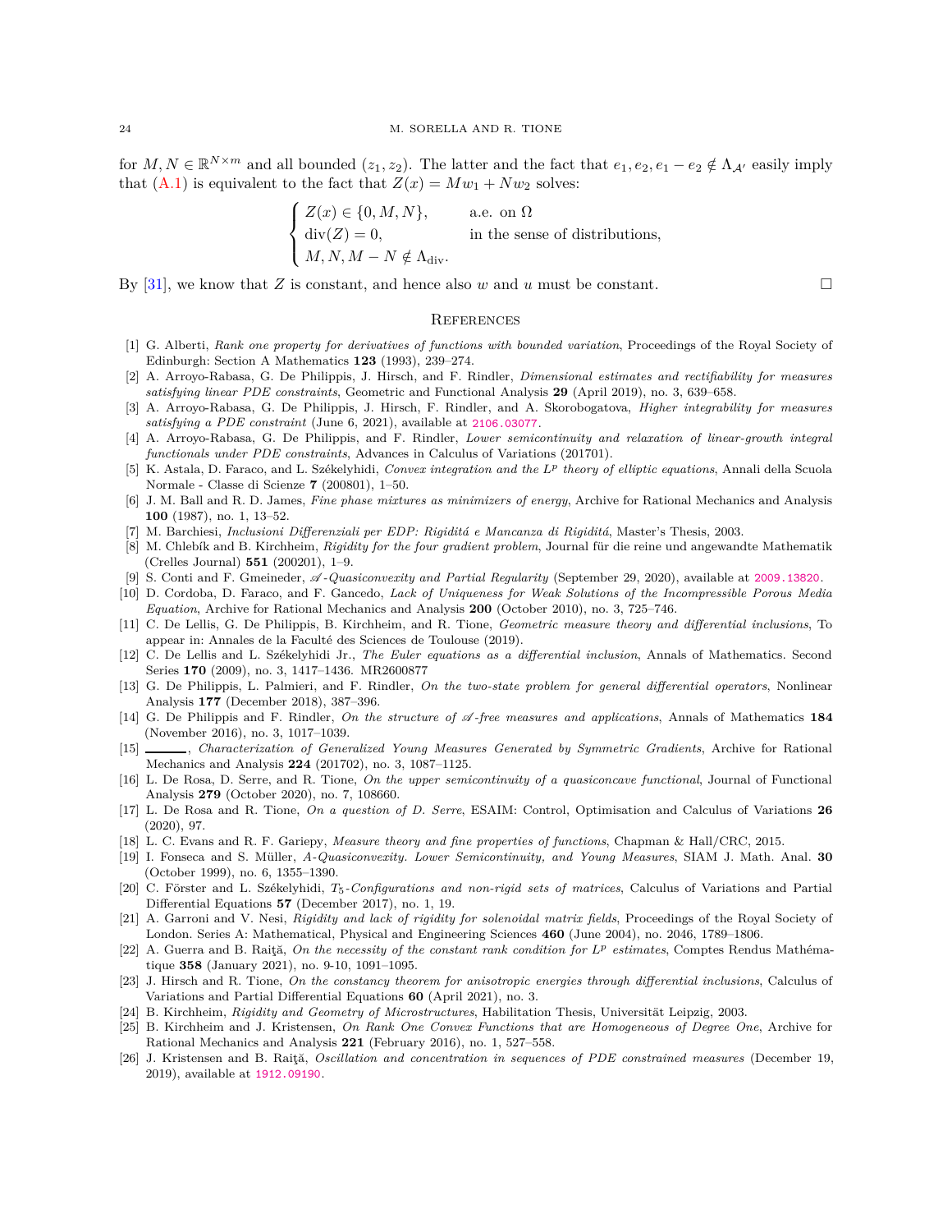for $M, N \in \mathbb{R}^{N\times m}$ and all bounded $(z_1, z_2)$. The latter and the fact that $e_1, e_2, e_1 - e_2 \notin \Lambda_{\mathcal{A}'}$ easily imply that (A.1) is equivalent to the fact that $Z(x) = Mw_1 + Nw_2$ solves:

$$
\begin{cases}
Z(x) \in \{0, M, N\}, & \text{a.e. on } \Omega\\
\operatorname{div}(Z) = 0, & \text{in the sense of distributions,}\\
M, N, M - N \notin \Lambda_{\operatorname{div}}.
\end{cases}
$$

By [31], we know that $Z$ is constant, and hence also $w$ and $u$ must be constant. □

## References

[1] G. Alberti, *Rank one property for derivatives of functions with bounded variation*, Proceedings of the Royal Society of Edinburgh: Section A Mathematics **123** (1993), 239–274.

[2] A. Arroyo-Rabasa, G. De Philippis, J. Hirsch, and F. Rindler, *Dimensional estimates and rectifiability for measures satisfying linear PDE constraints*, Geometric and Functional Analysis **29** (April 2019), no. 3, 639–658.

[3] A. Arroyo-Rabasa, G. De Philippis, J. Hirsch, F. Rindler, and A. Skorobogatova, *Higher integrability for measures satisfying a PDE constraint* (June 6, 2021), available at 2106.03077.

[4] A. Arroyo-Rabasa, G. De Philippis, and F. Rindler, *Lower semicontinuity and relaxation of linear-growth integral functionals under PDE constraints*, Advances in Calculus of Variations (201701).

[5] K. Astala, D. Faraco, and L. Székelyhidi, *Convex integration and the $L^p$ theory of elliptic equations*, Annali della Scuola Normale - Classe di Scienze **7** (200801), 1–50.

[6] J. M. Ball and R. D. James, *Fine phase mixtures as minimizers of energy*, Archive for Rational Mechanics and Analysis **100** (1987), no. 1, 13–52.

[7] M. Barchiesi, *Inclusioni Differenziali per EDP: Rigiditá e Mancanza di Rigiditá*, Master's Thesis, 2003.

[8] M. Chlebík and B. Kirchheim, *Rigidity for the four gradient problem*, Journal für die reine und angewandte Mathematik (Crelles Journal) **551** (200201), 1–9.

[9] S. Conti and F. Gmeineder, *$\mathscr{A}$-Quasiconvexity and Partial Regularity* (September 29, 2020), available at 2009.13820.

[10] D. Cordoba, D. Faraco, and F. Gancedo, *Lack of Uniqueness for Weak Solutions of the Incompressible Porous Media Equation*, Archive for Rational Mechanics and Analysis **200** (October 2010), no. 3, 725–746.

[11] C. De Lellis, G. De Philippis, B. Kirchheim, and R. Tione, *Geometric measure theory and differential inclusions*, To appear in: Annales de la Faculté des Sciences de Toulouse (2019).

[12] C. De Lellis and L. Székelyhidi Jr., *The Euler equations as a differential inclusion*, Annals of Mathematics. Second Series **170** (2009), no. 3, 1417–1436. MR2600877

[13] G. De Philippis, L. Palmieri, and F. Rindler, *On the two-state problem for general differential operators*, Nonlinear Analysis **177** (December 2018), 387–396.

[14] G. De Philippis and F. Rindler, *On the structure of $\mathscr{A}$-free measures and applications*, Annals of Mathematics **184** (November 2016), no. 3, 1017–1039.

[15] ______, *Characterization of Generalized Young Measures Generated by Symmetric Gradients*, Archive for Rational Mechanics and Analysis **224** (201702), no. 3, 1087–1125.

[16] L. De Rosa, D. Serre, and R. Tione, *On the upper semicontinuity of a quasiconcave functional*, Journal of Functional Analysis **279** (October 2020), no. 7, 108660.

[17] L. De Rosa and R. Tione, *On a question of D. Serre*, ESAIM: Control, Optimisation and Calculus of Variations **26** (2020), 97.

[18] L. C. Evans and R. F. Gariepy, *Measure theory and fine properties of functions*, Chapman & Hall/CRC, 2015.

[19] I. Fonseca and S. Müller, *A-Quasiconvexity. Lower Semicontinuity, and Young Measures*, SIAM J. Math. Anal. **30** (October 1999), no. 6, 1355–1390.

[20] C. Förster and L. Székelyhidi, *$T_5$-Configurations and non-rigid sets of matrices*, Calculus of Variations and Partial Differential Equations **57** (December 2017), no. 1, 19.

[21] A. Garroni and V. Nesi, *Rigidity and lack of rigidity for solenoidal matrix fields*, Proceedings of the Royal Society of London. Series A: Mathematical, Physical and Engineering Sciences **460** (June 2004), no. 2046, 1789–1806.

[22] A. Guerra and B. Raiţă, *On the necessity of the constant rank condition for $L^p$ estimates*, Comptes Rendus Mathématique **358** (January 2021), no. 9-10, 1091–1095.

[23] J. Hirsch and R. Tione, *On the constancy theorem for anisotropic energies through differential inclusions*, Calculus of Variations and Partial Differential Equations **60** (April 2021), no. 3.

[24] B. Kirchheim, *Rigidity and Geometry of Microstructures*, Habilitation Thesis, Universität Leipzig, 2003.

[25] B. Kirchheim and J. Kristensen, *On Rank One Convex Functions that are Homogeneous of Degree One*, Archive for Rational Mechanics and Analysis **221** (February 2016), no. 1, 527–558.

[26] J. Kristensen and B. Raiţă, *Oscillation and concentration in sequences of PDE constrained measures* (December 19, 2019), available at 1912.09190.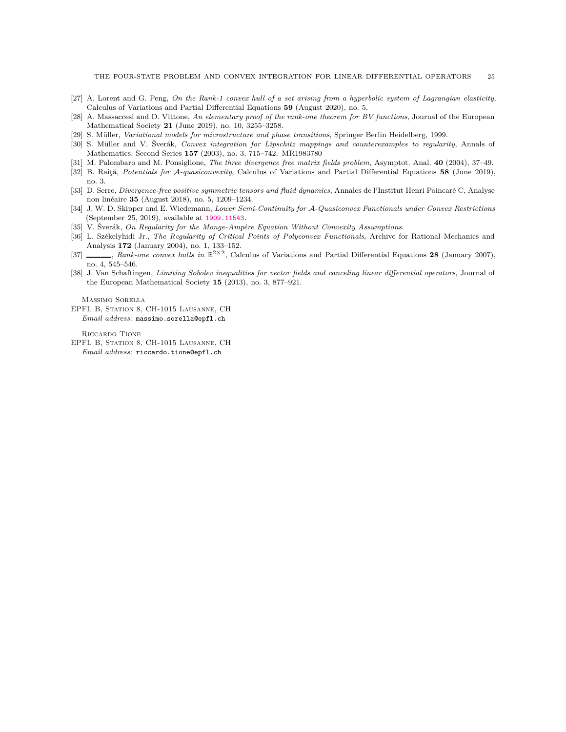[27] A. Lorent and G. Peng, *On the Rank-1 convex hull of a set arising from a hyperbolic system of Lagrangian elasticity*, Calculus of Variations and Partial Differential Equations **59** (August 2020), no. 5.

[28] A. Massaccesi and D. Vittone, *An elementary proof of the rank-one theorem for BV functions*, Journal of the European Mathematical Society **21** (June 2019), no. 10, 3255–3258.

[29] S. Müller, *Variational models for microstructure and phase transitions*, Springer Berlin Heidelberg, 1999.

[30] S. Müller and V. Šverák, *Convex integration for Lipschitz mappings and counterexamples to regularity*, Annals of Mathematics. Second Series **157** (2003), no. 3, 715–742. MR1983780

[31] M. Palombaro and M. Ponsiglione, *The three divergence free matrix fields problem*, Asymptot. Anal. **40** (2004), 37–49.

[32] B. Raiţă, *Potentials for $\mathcal{A}$-quasiconvexity*, Calculus of Variations and Partial Differential Equations **58** (June 2019), no. 3.

[33] D. Serre, *Divergence-free positive symmetric tensors and fluid dynamics*, Annales de l'Institut Henri Poincaré C, Analyse non linéaire **35** (August 2018), no. 5, 1209–1234.

[34] J. W. D. Skipper and E. Wiedemann, *Lower Semi-Continuity for $\mathcal{A}$-Quasiconvex Functionals under Convex Restrictions* (September 25, 2019), available at 1909.11543.

[35] V. Šverák, *On Regularity for the Monge-Ampère Equation Without Convexity Assumptions*.

[36] L. Székelyhidi Jr., *The Regularity of Critical Points of Polyconvex Functionals*, Archive for Rational Mechanics and Analysis **172** (January 2004), no. 1, 133–152.

[37] ———, *Rank-one convex hulls in $\mathbb{R}^{2\times 2}$*, Calculus of Variations and Partial Differential Equations **28** (January 2007), no. 4, 545–546.

[38] J. Van Schaftingen, *Limiting Sobolev inequalities for vector fields and canceling linear differential operators*, Journal of the European Mathematical Society **15** (2013), no. 3, 877–921.

Massimo Sorella
EPFL B, Station 8, CH-1015 Lausanne, CH
*Email address*: massimo.sorella@epfl.ch

Riccardo Tione
EPFL B, Station 8, CH-1015 Lausanne, CH
*Email address*: riccardo.tione@epfl.ch